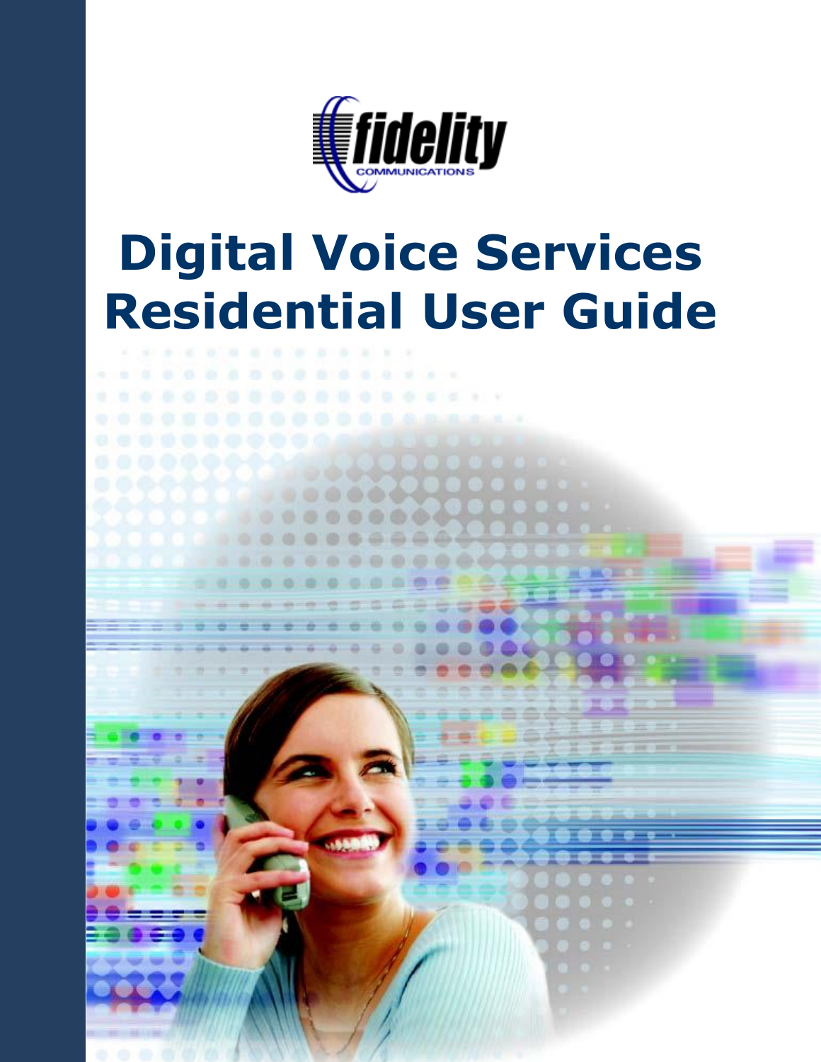fidelity COMMUNICATIONS

# Digital Voice Services Residential User Guide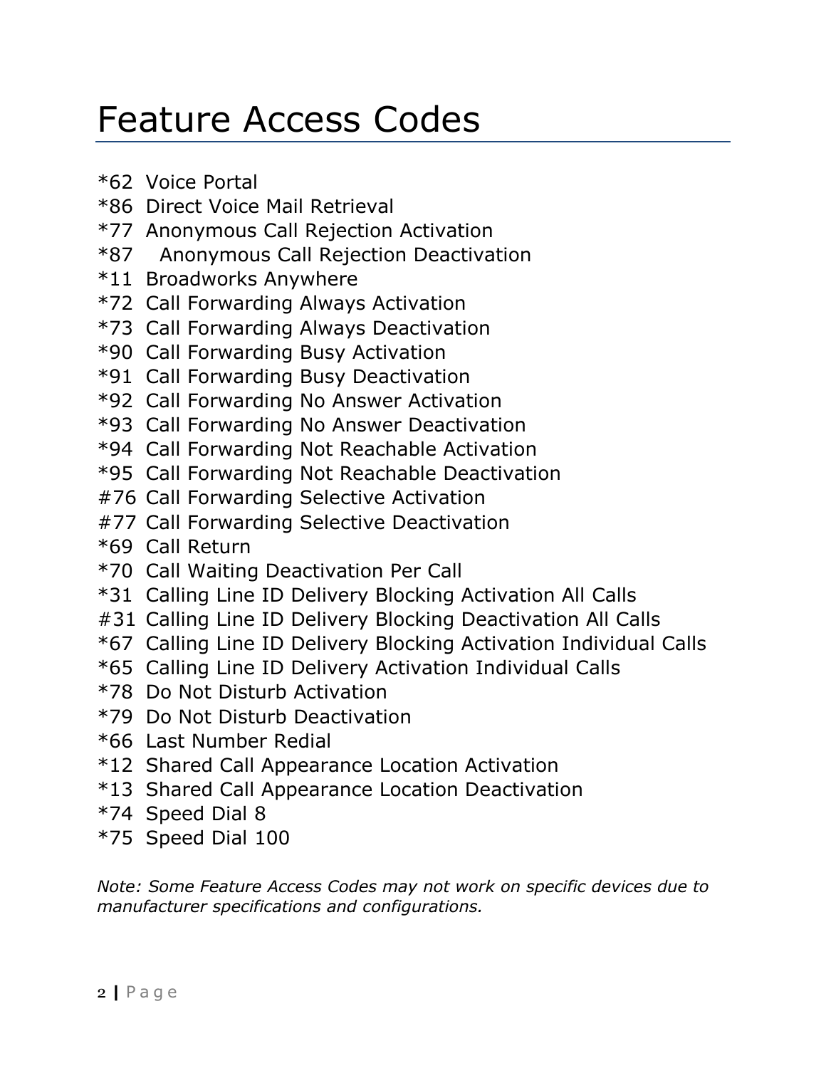# Feature Access Codes

*62 Voice Portal
*86 Direct Voice Mail Retrieval
*77 Anonymous Call Rejection Activation
*87 Anonymous Call Rejection Deactivation
*11 Broadworks Anywhere
*72 Call Forwarding Always Activation
*73 Call Forwarding Always Deactivation
*90 Call Forwarding Busy Activation
*91 Call Forwarding Busy Deactivation
*92 Call Forwarding No Answer Activation
*93 Call Forwarding No Answer Deactivation
*94 Call Forwarding Not Reachable Activation
*95 Call Forwarding Not Reachable Deactivation
#76 Call Forwarding Selective Activation
#77 Call Forwarding Selective Deactivation
*69 Call Return
*70 Call Waiting Deactivation Per Call
*31 Calling Line ID Delivery Blocking Activation All Calls
#31 Calling Line ID Delivery Blocking Deactivation All Calls
*67 Calling Line ID Delivery Blocking Activation Individual Calls
*65 Calling Line ID Delivery Activation Individual Calls
*78 Do Not Disturb Activation
*79 Do Not Disturb Deactivation
*66 Last Number Redial
*12 Shared Call Appearance Location Activation
*13 Shared Call Appearance Location Deactivation
*74 Speed Dial 8
*75 Speed Dial 100

*Note: Some Feature Access Codes may not work on specific devices due to manufacturer specifications and configurations.*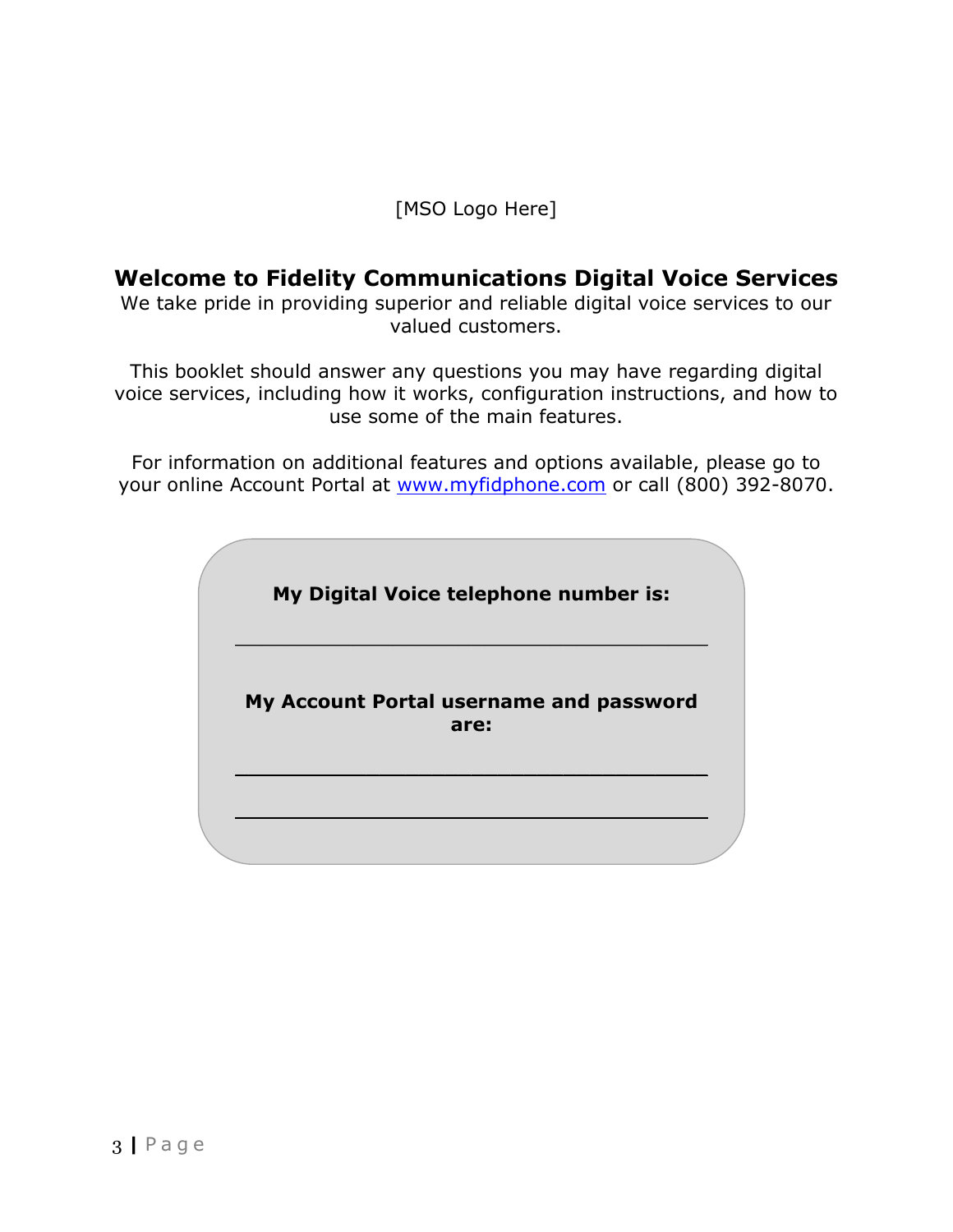[MSO Logo Here]

## Welcome to Fidelity Communications Digital Voice Services

We take pride in providing superior and reliable digital voice services to our valued customers.

This booklet should answer any questions you may have regarding digital voice services, including how it works, configuration instructions, and how to use some of the main features.

For information on additional features and options available, please go to your online Account Portal at www.myfidphone.com or call (800) 392-8070.

**My Digital Voice telephone number is:**

\_\_\_\_\_\_\_\_\_\_\_\_\_\_\_\_\_\_\_\_\_\_\_\_\_\_\_\_\_\_\_\_\_\_\_\_\_\_\_\_

**My Account Portal username and password are:**

\_\_\_\_\_\_\_\_\_\_\_\_\_\_\_\_\_\_\_\_\_\_\_\_\_\_\_\_\_\_\_\_\_\_\_\_\_\_\_\_

\_\_\_\_\_\_\_\_\_\_\_\_\_\_\_\_\_\_\_\_\_\_\_\_\_\_\_\_\_\_\_\_\_\_\_\_\_\_\_\_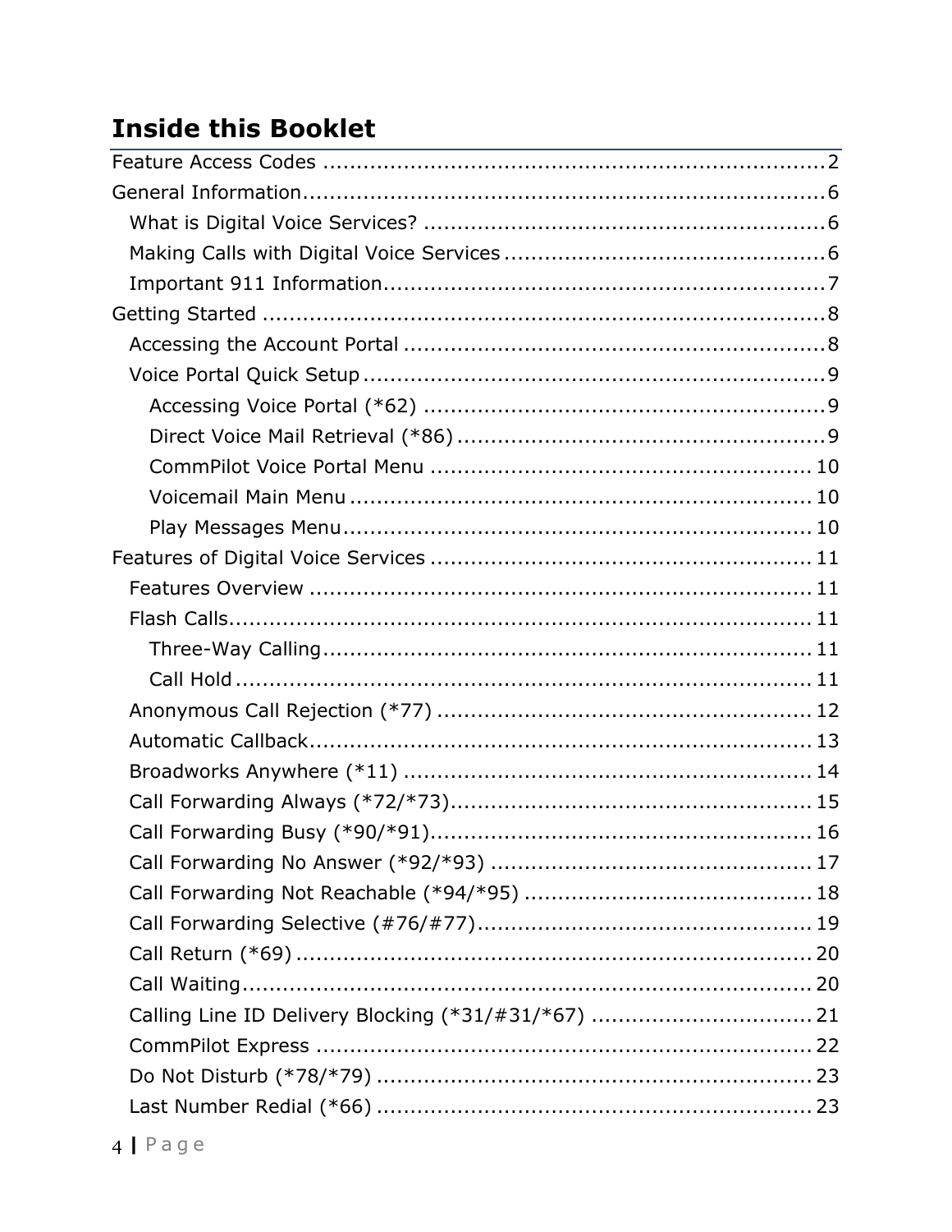## Inside this Booklet

- Feature Access Codes .......... 2
- General Information .......... 6
  - What is Digital Voice Services? .......... 6
  - Making Calls with Digital Voice Services .......... 6
  - Important 911 Information .......... 7
- Getting Started .......... 8
  - Accessing the Account Portal .......... 8
  - Voice Portal Quick Setup .......... 9
    - Accessing Voice Portal (*62) .......... 9
    - Direct Voice Mail Retrieval (*86) .......... 9
    - CommPilot Voice Portal Menu .......... 10
    - Voicemail Main Menu .......... 10
    - Play Messages Menu .......... 10
- Features of Digital Voice Services .......... 11
  - Features Overview .......... 11
  - Flash Calls .......... 11
    - Three-Way Calling .......... 11
    - Call Hold .......... 11
  - Anonymous Call Rejection (*77) .......... 12
  - Automatic Callback .......... 13
  - Broadworks Anywhere (*11) .......... 14
  - Call Forwarding Always (*72/*73) .......... 15
  - Call Forwarding Busy (*90/*91) .......... 16
  - Call Forwarding No Answer (*92/*93) .......... 17
  - Call Forwarding Not Reachable (*94/*95) .......... 18
  - Call Forwarding Selective (#76/#77) .......... 19
  - Call Return (*69) .......... 20
  - Call Waiting .......... 20
  - Calling Line ID Delivery Blocking (*31/#31/*67) .......... 21
  - CommPilot Express .......... 22
  - Do Not Disturb (*78/*79) .......... 23
  - Last Number Redial (*66) .......... 23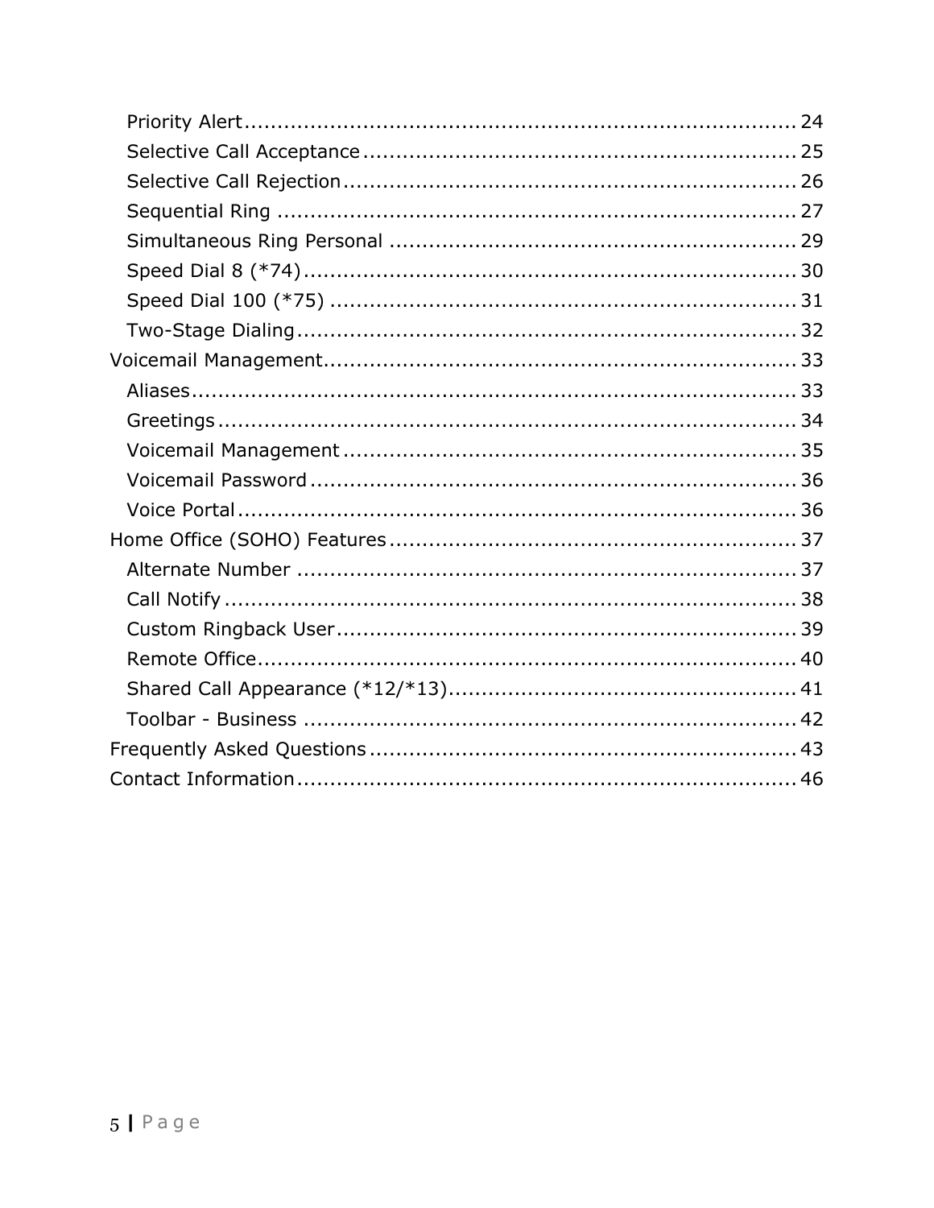- Priority Alert ........ 24
- Selective Call Acceptance ........ 25
- Selective Call Rejection ........ 26
- Sequential Ring ........ 27
- Simultaneous Ring Personal ........ 29
- Speed Dial 8 (*74) ........ 30
- Speed Dial 100 (*75) ........ 31
- Two-Stage Dialing ........ 32

Voicemail Management ........ 33

- Aliases ........ 33
- Greetings ........ 34
- Voicemail Management ........ 35
- Voicemail Password ........ 36
- Voice Portal ........ 36

Home Office (SOHO) Features ........ 37

- Alternate Number ........ 37
- Call Notify ........ 38
- Custom Ringback User ........ 39
- Remote Office ........ 40
- Shared Call Appearance (*12/*13) ........ 41
- Toolbar - Business ........ 42

Frequently Asked Questions ........ 43

Contact Information ........ 46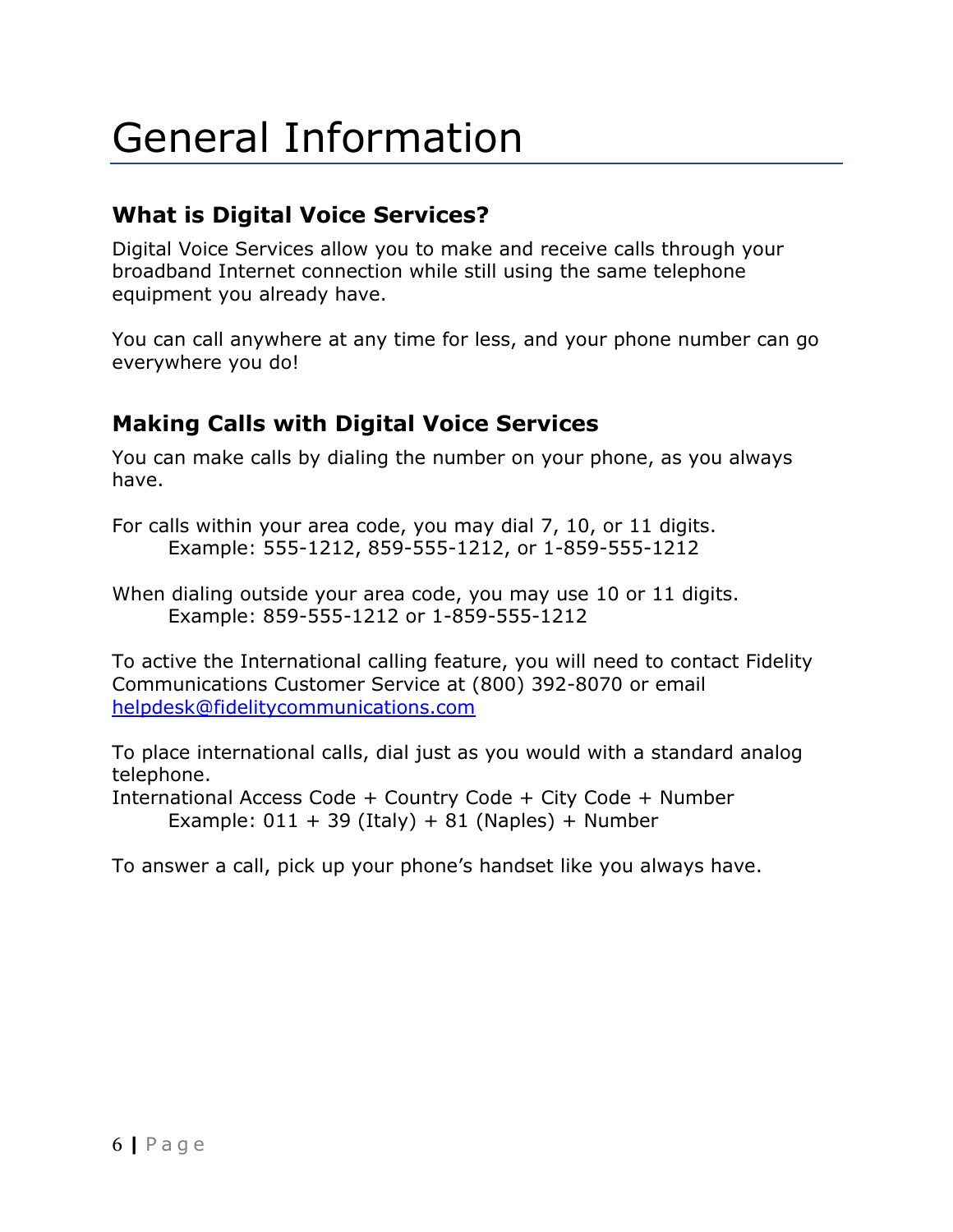# General Information

## What is Digital Voice Services?

Digital Voice Services allow you to make and receive calls through your broadband Internet connection while still using the same telephone equipment you already have.

You can call anywhere at any time for less, and your phone number can go everywhere you do!

## Making Calls with Digital Voice Services

You can make calls by dialing the number on your phone, as you always have.

For calls within your area code, you may dial 7, 10, or 11 digits.
Example: 555-1212, 859-555-1212, or 1-859-555-1212

When dialing outside your area code, you may use 10 or 11 digits.
Example: 859-555-1212 or 1-859-555-1212

To active the International calling feature, you will need to contact Fidelity Communications Customer Service at (800) 392-8070 or email helpdesk@fidelitycommunications.com

To place international calls, dial just as you would with a standard analog telephone.
International Access Code + Country Code + City Code + Number
Example: 011 + 39 (Italy) + 81 (Naples) + Number

To answer a call, pick up your phone's handset like you always have.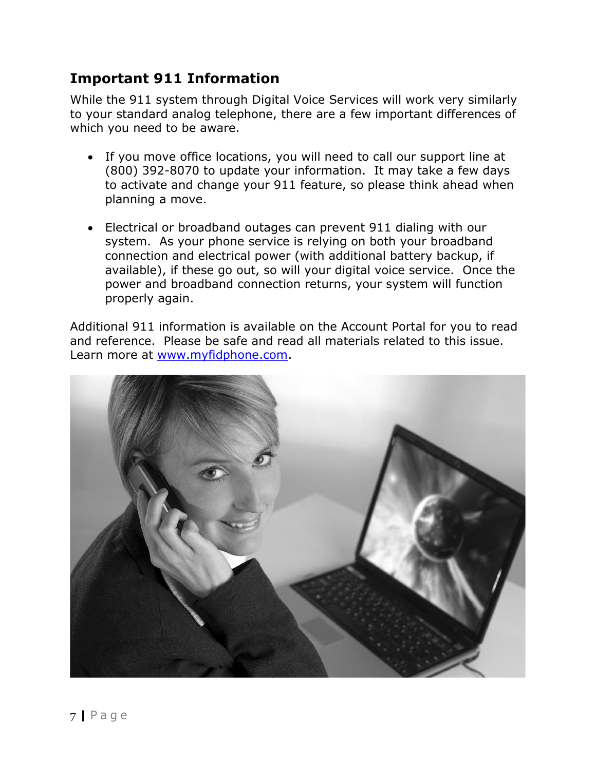## Important 911 Information

While the 911 system through Digital Voice Services will work very similarly to your standard analog telephone, there are a few important differences of which you need to be aware.

- If you move office locations, you will need to call our support line at (800) 392-8070 to update your information. It may take a few days to activate and change your 911 feature, so please think ahead when planning a move.
- Electrical or broadband outages can prevent 911 dialing with our system. As your phone service is relying on both your broadband connection and electrical power (with additional battery backup, if available), if these go out, so will your digital voice service. Once the power and broadband connection returns, your system will function properly again.

Additional 911 information is available on the Account Portal for you to read and reference. Please be safe and read all materials related to this issue. Learn more at [www.myfidphone.com](http://www.myfidphone.com).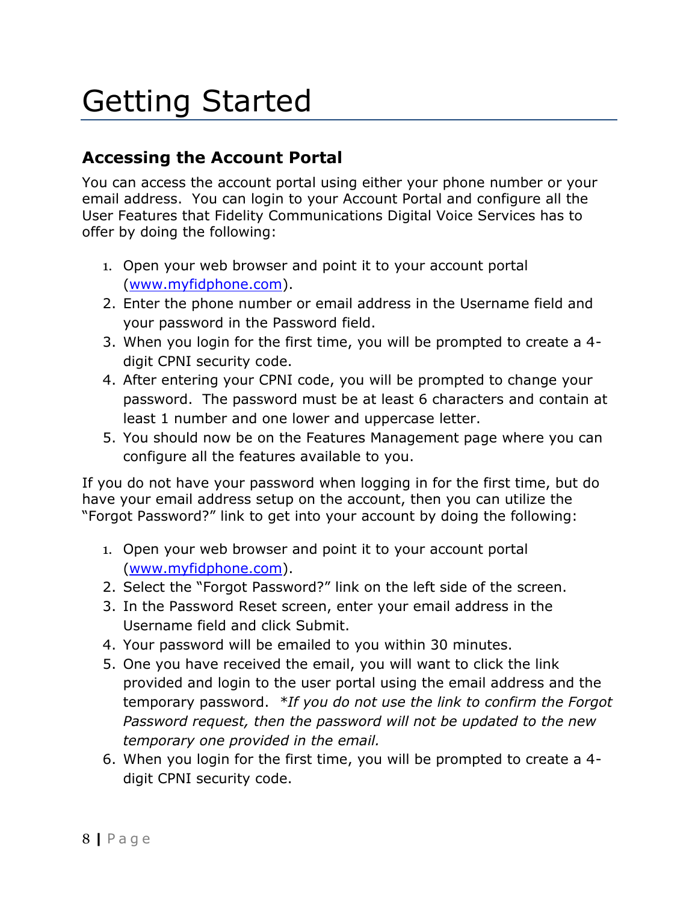# Getting Started

## Accessing the Account Portal

You can access the account portal using either your phone number or your email address. You can login to your Account Portal and configure all the User Features that Fidelity Communications Digital Voice Services has to offer by doing the following:

1. Open your web browser and point it to your account portal (www.myfidphone.com).
2. Enter the phone number or email address in the Username field and your password in the Password field.
3. When you login for the first time, you will be prompted to create a 4-digit CPNI security code.
4. After entering your CPNI code, you will be prompted to change your password. The password must be at least 6 characters and contain at least 1 number and one lower and uppercase letter.
5. You should now be on the Features Management page where you can configure all the features available to you.

If you do not have your password when logging in for the first time, but do have your email address setup on the account, then you can utilize the "Forgot Password?" link to get into your account by doing the following:

1. Open your web browser and point it to your account portal (www.myfidphone.com).
2. Select the "Forgot Password?" link on the left side of the screen.
3. In the Password Reset screen, enter your email address in the Username field and click Submit.
4. Your password will be emailed to you within 30 minutes.
5. One you have received the email, you will want to click the link provided and login to the user portal using the email address and the temporary password. **If you do not use the link to confirm the Forgot Password request, then the password will not be updated to the new temporary one provided in the email.*
6. When you login for the first time, you will be prompted to create a 4-digit CPNI security code.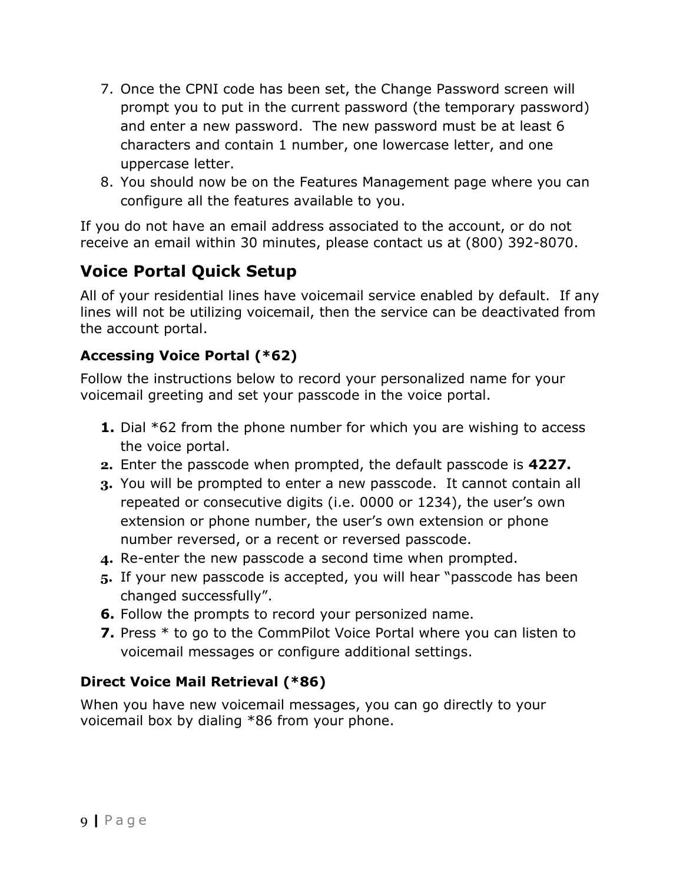7. Once the CPNI code has been set, the Change Password screen will prompt you to put in the current password (the temporary password) and enter a new password.  The new password must be at least 6 characters and contain 1 number, one lowercase letter, and one uppercase letter.
8. You should now be on the Features Management page where you can configure all the features available to you.

If you do not have an email address associated to the account, or do not receive an email within 30 minutes, please contact us at (800) 392-8070.

## Voice Portal Quick Setup

All of your residential lines have voicemail service enabled by default.  If any lines will not be utilizing voicemail, then the service can be deactivated from the account portal.

### Accessing Voice Portal (*62)

Follow the instructions below to record your personalized name for your voicemail greeting and set your passcode in the voice portal.

1. Dial *62 from the phone number for which you are wishing to access the voice portal.
2. Enter the passcode when prompted, the default passcode is **4227.**
3. You will be prompted to enter a new passcode.  It cannot contain all repeated or consecutive digits (i.e. 0000 or 1234), the user's own extension or phone number, the user's own extension or phone number reversed, or a recent or reversed passcode.
4. Re-enter the new passcode a second time when prompted.
5. If your new passcode is accepted, you will hear "passcode has been changed successfully".
6. Follow the prompts to record your personized name.
7. Press * to go to the CommPilot Voice Portal where you can listen to voicemail messages or configure additional settings.

### Direct Voice Mail Retrieval (*86)

When you have new voicemail messages, you can go directly to your voicemail box by dialing *86 from your phone.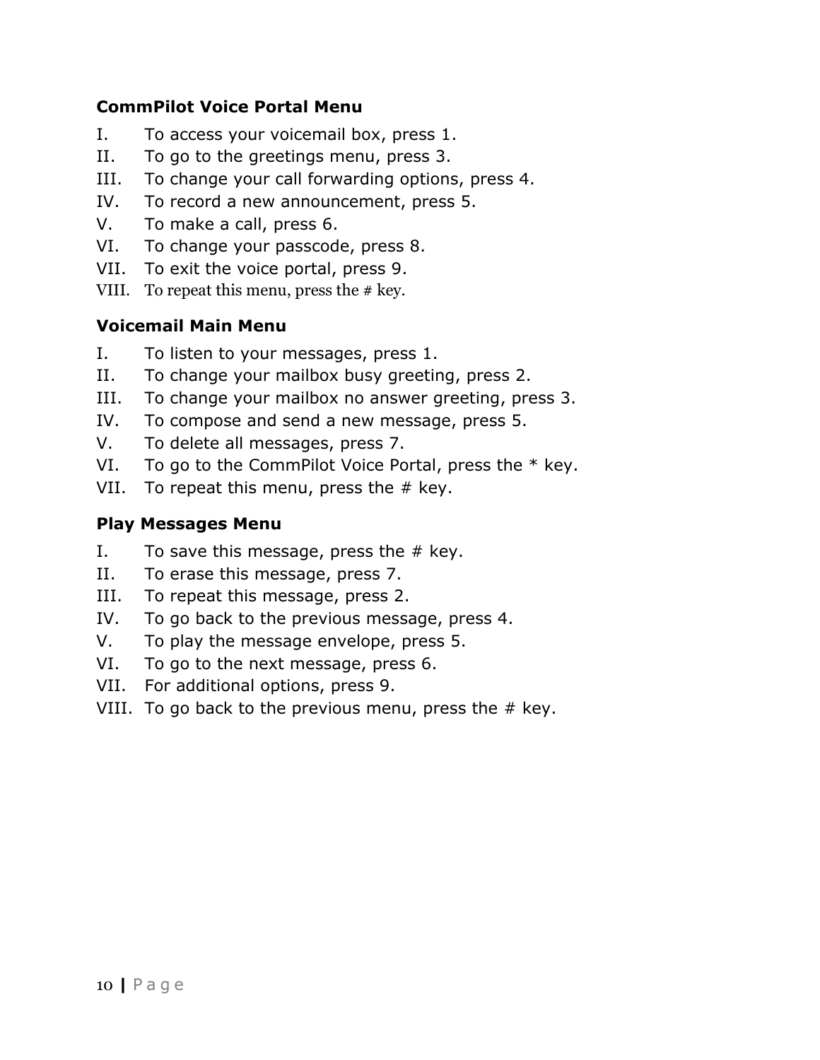**CommPilot Voice Portal Menu**

I. To access your voicemail box, press 1.
II. To go to the greetings menu, press 3.
III. To change your call forwarding options, press 4.
IV. To record a new announcement, press 5.
V. To make a call, press 6.
VI. To change your passcode, press 8.
VII. To exit the voice portal, press 9.
VIII. To repeat this menu, press the # key.

**Voicemail Main Menu**

I. To listen to your messages, press 1.
II. To change your mailbox busy greeting, press 2.
III. To change your mailbox no answer greeting, press 3.
IV. To compose and send a new message, press 5.
V. To delete all messages, press 7.
VI. To go to the CommPilot Voice Portal, press the * key.
VII. To repeat this menu, press the # key.

**Play Messages Menu**

I. To save this message, press the # key.
II. To erase this message, press 7.
III. To repeat this message, press 2.
IV. To go back to the previous message, press 4.
V. To play the message envelope, press 5.
VI. To go to the next message, press 6.
VII. For additional options, press 9.
VIII. To go back to the previous menu, press the # key.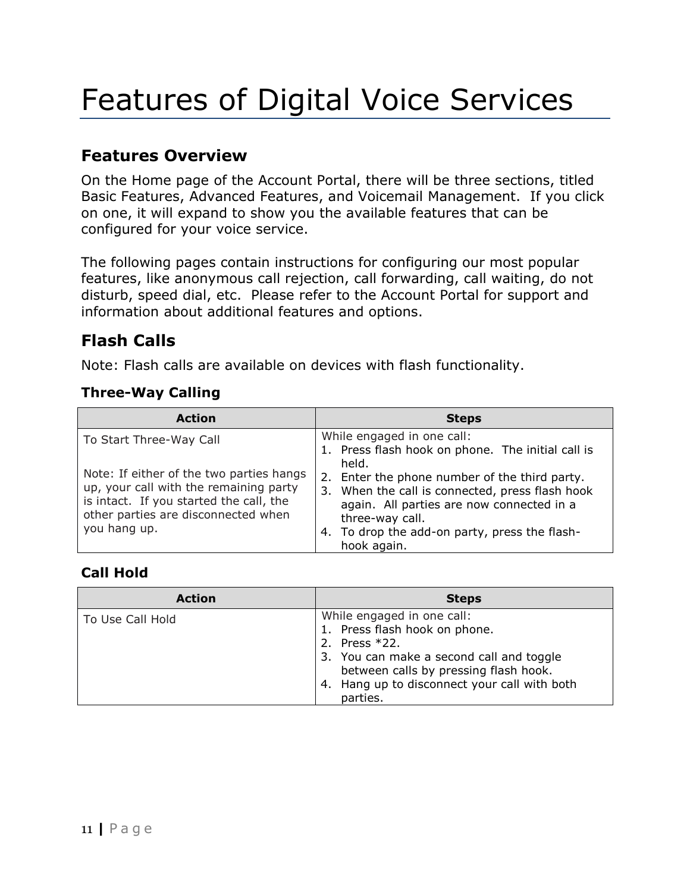# Features of Digital Voice Services

## Features Overview

On the Home page of the Account Portal, there will be three sections, titled Basic Features, Advanced Features, and Voicemail Management. If you click on one, it will expand to show you the available features that can be configured for your voice service.

The following pages contain instructions for configuring our most popular features, like anonymous call rejection, call forwarding, call waiting, do not disturb, speed dial, etc. Please refer to the Account Portal for support and information about additional features and options.

## Flash Calls

Note: Flash calls are available on devices with flash functionality.

### Three-Way Calling

| Action | Steps |
| --- | --- |
| To Start Three-Way Call<br><br>Note: If either of the two parties hangs up, your call with the remaining party is intact. If you started the call, the other parties are disconnected when you hang up. | While engaged in one call:<br>1. Press flash hook on phone. The initial call is held.<br>2. Enter the phone number of the third party.<br>3. When the call is connected, press flash hook again. All parties are now connected in a three-way call.<br>4. To drop the add-on party, press the flash-hook again. |

### Call Hold

| Action | Steps |
| --- | --- |
| To Use Call Hold | While engaged in one call:<br>1. Press flash hook on phone.<br>2. Press *22.<br>3. You can make a second call and toggle between calls by pressing flash hook.<br>4. Hang up to disconnect your call with both parties. |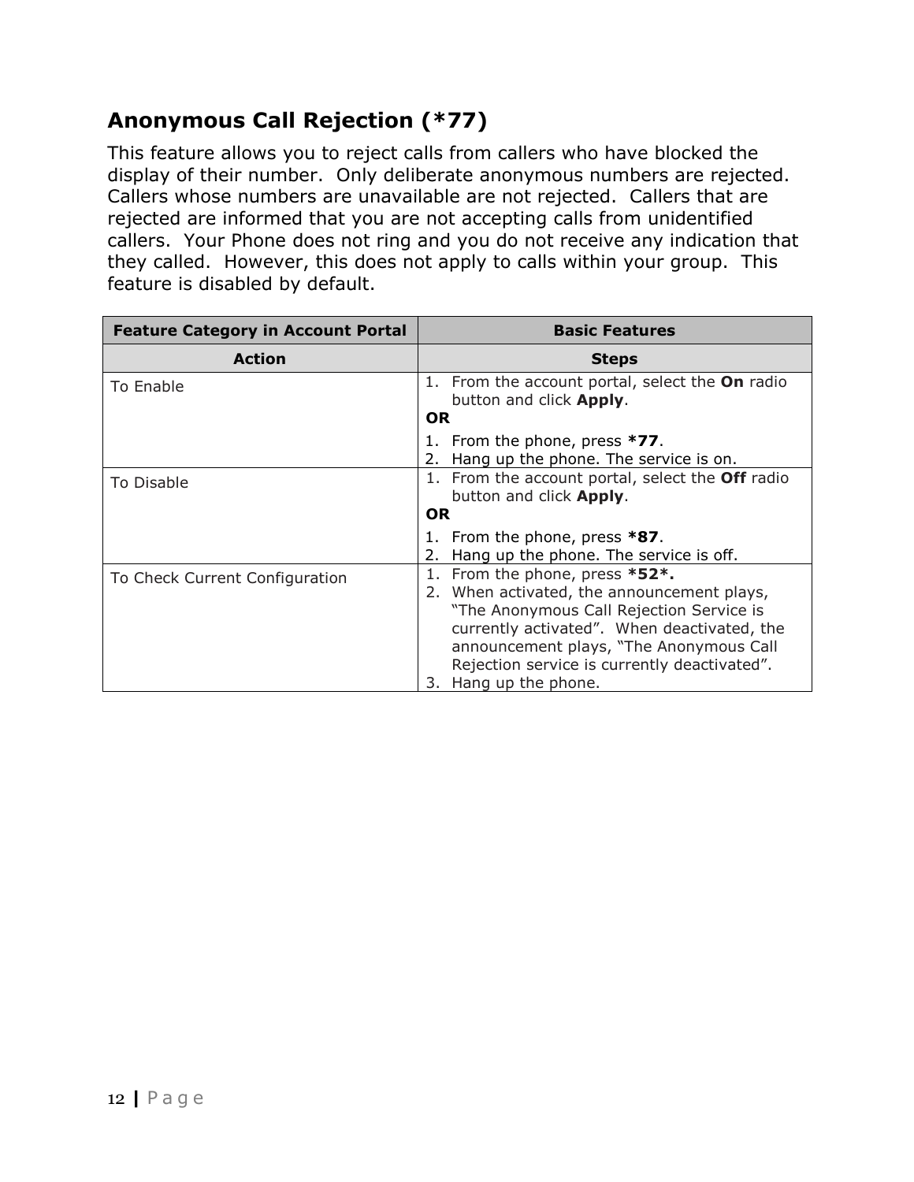## Anonymous Call Rejection (*77)

This feature allows you to reject calls from callers who have blocked the display of their number. Only deliberate anonymous numbers are rejected. Callers whose numbers are unavailable are not rejected. Callers that are rejected are informed that you are not accepting calls from unidentified callers. Your Phone does not ring and you do not receive any indication that they called. However, this does not apply to calls within your group. This feature is disabled by default.

| **Feature Category in Account Portal** | **Basic Features** |
|---|---|
| **Action** | **Steps** |
| To Enable | 1. From the account portal, select the **On** radio button and click **Apply**.<br>**OR**<br>1. From the phone, press ***77**.<br>2. Hang up the phone. The service is on. |
| To Disable | 1. From the account portal, select the **Off** radio button and click **Apply**.<br>**OR**<br>1. From the phone, press ***87**.<br>2. Hang up the phone. The service is off. |
| To Check Current Configuration | 1. From the phone, press ***52*.**<br>2. When activated, the announcement plays, "The Anonymous Call Rejection Service is currently activated". When deactivated, the announcement plays, "The Anonymous Call Rejection service is currently deactivated".<br>3. Hang up the phone. |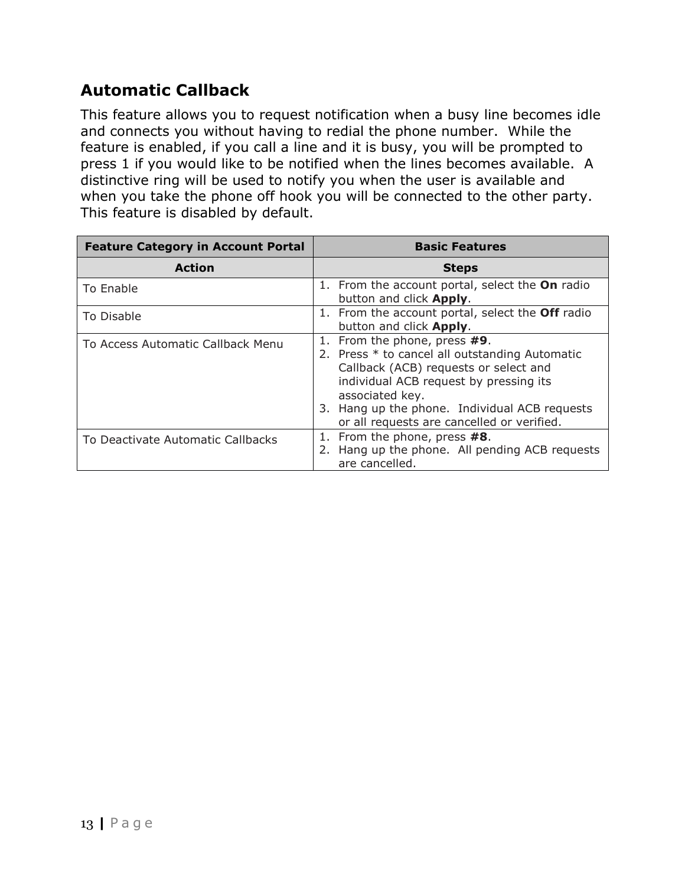## Automatic Callback

This feature allows you to request notification when a busy line becomes idle and connects you without having to redial the phone number. While the feature is enabled, if you call a line and it is busy, you will be prompted to press 1 if you would like to be notified when the lines becomes available. A distinctive ring will be used to notify you when the user is available and when you take the phone off hook you will be connected to the other party. This feature is disabled by default.

| **Feature Category in Account Portal** | **Basic Features** |
|---|---|
| **Action** | **Steps** |
| To Enable | 1. From the account portal, select the **On** radio button and click **Apply**. |
| To Disable | 1. From the account portal, select the **Off** radio button and click **Apply**. |
| To Access Automatic Callback Menu | 1. From the phone, press **#9**.<br>2. Press * to cancel all outstanding Automatic Callback (ACB) requests or select and individual ACB request by pressing its associated key.<br>3. Hang up the phone. Individual ACB requests or all requests are cancelled or verified. |
| To Deactivate Automatic Callbacks | 1. From the phone, press **#8**.<br>2. Hang up the phone. All pending ACB requests are cancelled. |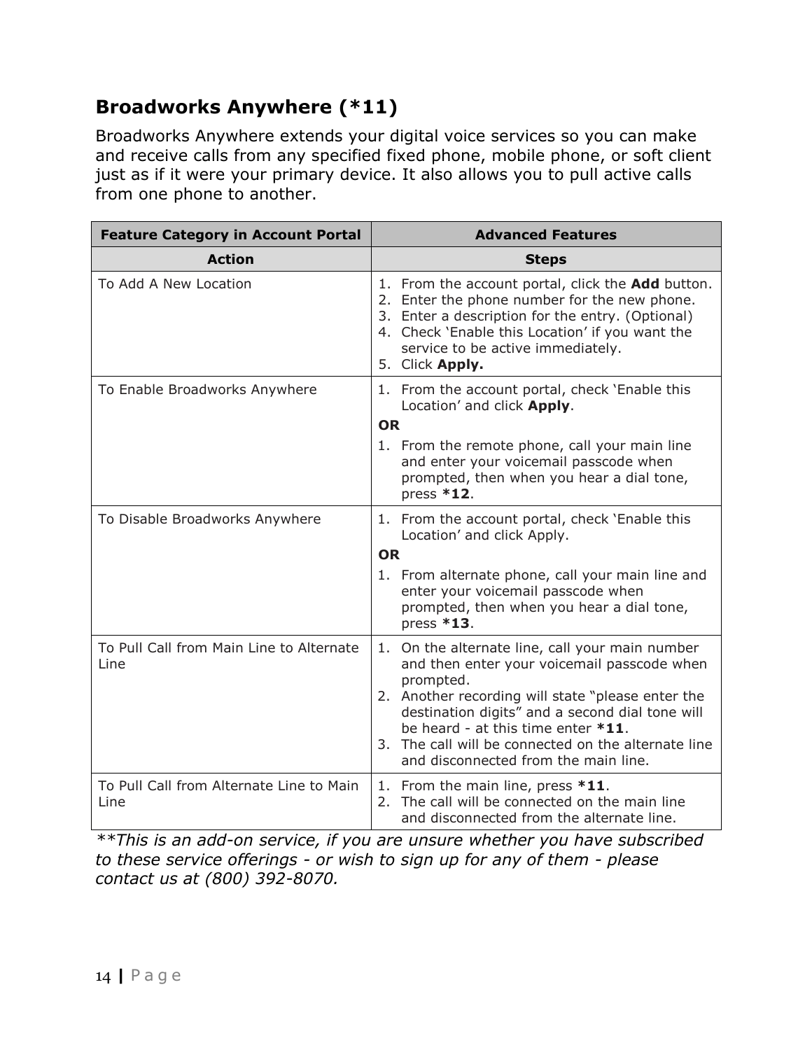## Broadworks Anywhere (*11)

Broadworks Anywhere extends your digital voice services so you can make and receive calls from any specified fixed phone, mobile phone, or soft client just as if it were your primary device. It also allows you to pull active calls from one phone to another.

| Feature Category in Account Portal | Advanced Features |
|---|---|
| **Action** | **Steps** |
| To Add A New Location | 1. From the account portal, click the **Add** button.<br>2. Enter the phone number for the new phone.<br>3. Enter a description for the entry. (Optional)<br>4. Check 'Enable this Location' if you want the service to be active immediately.<br>5. Click **Apply.** |
| To Enable Broadworks Anywhere | 1. From the account portal, check 'Enable this Location' and click **Apply**.<br>**OR**<br>1. From the remote phone, call your main line and enter your voicemail passcode when prompted, then when you hear a dial tone, press ***12**. |
| To Disable Broadworks Anywhere | 1. From the account portal, check 'Enable this Location' and click Apply.<br>**OR**<br>1. From alternate phone, call your main line and enter your voicemail passcode when prompted, then when you hear a dial tone, press ***13**. |
| To Pull Call from Main Line to Alternate Line | 1. On the alternate line, call your main number and then enter your voicemail passcode when prompted.<br>2. Another recording will state "please enter the destination digits" and a second dial tone will be heard - at this time enter ***11**.<br>3. The call will be connected on the alternate line and disconnected from the main line. |
| To Pull Call from Alternate Line to Main Line | 1. From the main line, press ***11**.<br>2. The call will be connected on the main line and disconnected from the alternate line. |

*\*\*This is an add-on service, if you are unsure whether you have subscribed to these service offerings - or wish to sign up for any of them - please contact us at (800) 392-8070.*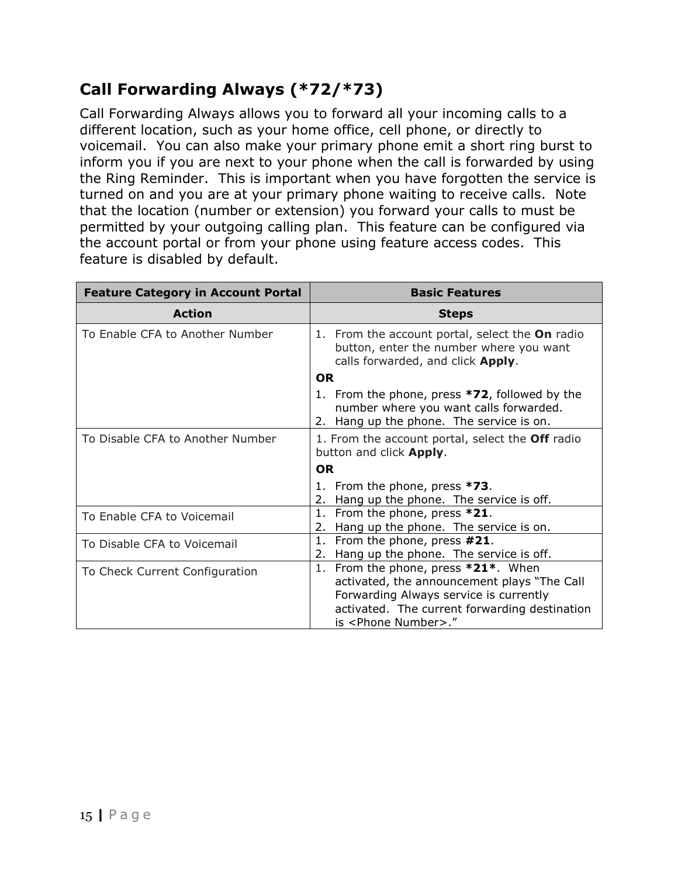## Call Forwarding Always (*72/*73)

Call Forwarding Always allows you to forward all your incoming calls to a different location, such as your home office, cell phone, or directly to voicemail. You can also make your primary phone emit a short ring burst to inform you if you are next to your phone when the call is forwarded by using the Ring Reminder. This is important when you have forgotten the service is turned on and you are at your primary phone waiting to receive calls. Note that the location (number or extension) you forward your calls to must be permitted by your outgoing calling plan. This feature can be configured via the account portal or from your phone using feature access codes. This feature is disabled by default.

| Feature Category in Account Portal | Basic Features |
|---|---|
| **Action** | **Steps** |
| To Enable CFA to Another Number | 1. From the account portal, select the **On** radio button, enter the number where you want calls forwarded, and click **Apply**.<br>**OR**<br>1. From the phone, press ***72**, followed by the number where you want calls forwarded.<br>2. Hang up the phone. The service is on. |
| To Disable CFA to Another Number | 1. From the account portal, select the **Off** radio button and click **Apply**.<br>**OR**<br>1. From the phone, press ***73**.<br>2. Hang up the phone. The service is off. |
| To Enable CFA to Voicemail | 1. From the phone, press ***21**.<br>2. Hang up the phone. The service is on. |
| To Disable CFA to Voicemail | 1. From the phone, press **#21**.<br>2. Hang up the phone. The service is off. |
| To Check Current Configuration | 1. From the phone, press ***21***. When activated, the announcement plays "The Call Forwarding Always service is currently activated. The current forwarding destination is <Phone Number>." |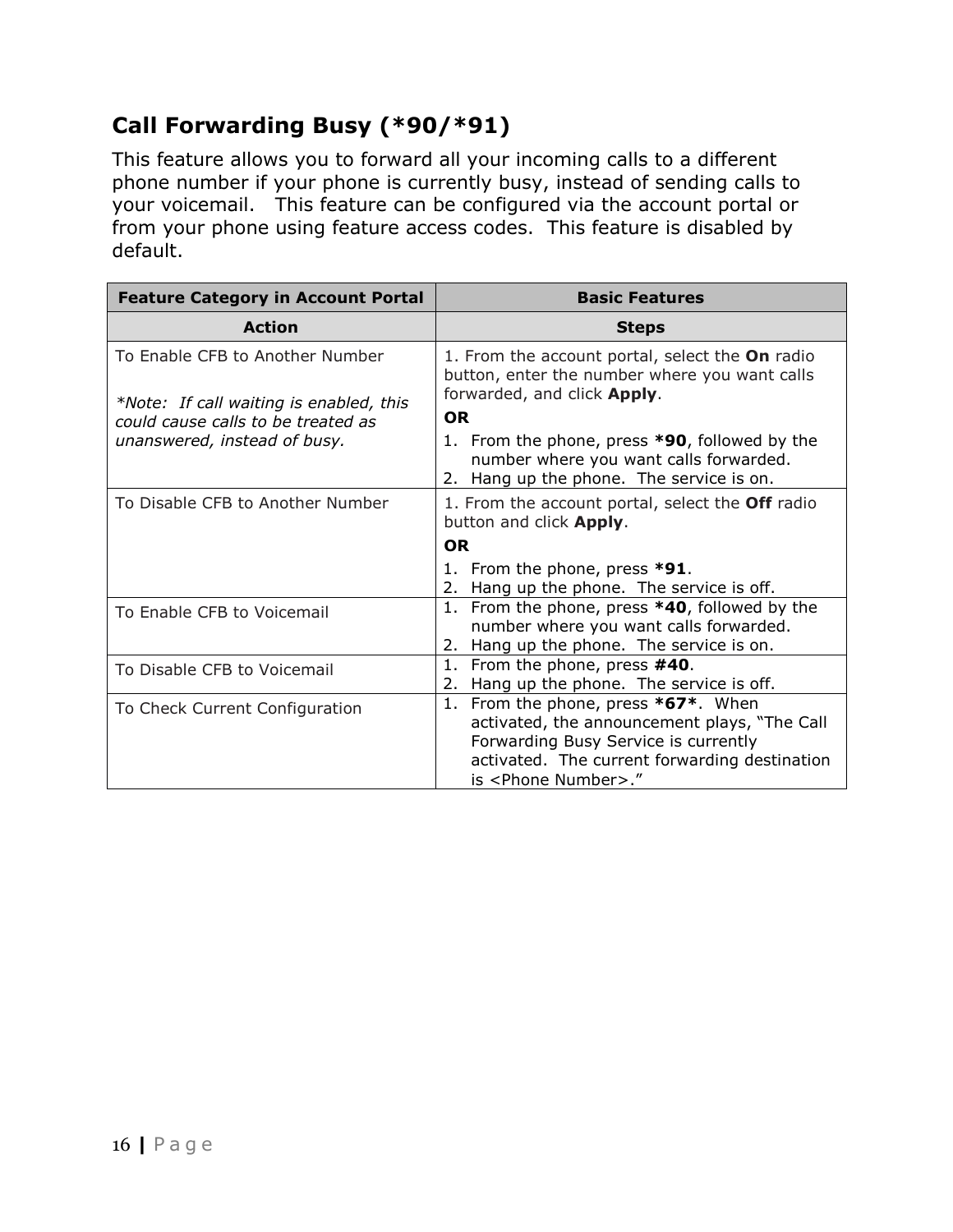## Call Forwarding Busy (*90/*91)

This feature allows you to forward all your incoming calls to a different phone number if your phone is currently busy, instead of sending calls to your voicemail. This feature can be configured via the account portal or from your phone using feature access codes. This feature is disabled by default.

| **Feature Category in Account Portal** | **Basic Features** |
|---|---|
| **Action** | **Steps** |
| To Enable CFB to Another Number<br><br>*\*Note: If call waiting is enabled, this could cause calls to be treated as unanswered, instead of busy.* | 1. From the account portal, select the **On** radio button, enter the number where you want calls forwarded, and click **Apply**.<br>**OR**<br>1. From the phone, press ***90**, followed by the number where you want calls forwarded.<br>2. Hang up the phone. The service is on. |
| To Disable CFB to Another Number | 1. From the account portal, select the **Off** radio button and click **Apply**.<br>**OR**<br>1. From the phone, press ***91**.<br>2. Hang up the phone. The service is off. |
| To Enable CFB to Voicemail | 1. From the phone, press ***40**, followed by the number where you want calls forwarded.<br>2. Hang up the phone. The service is on. |
| To Disable CFB to Voicemail | 1. From the phone, press **#40**.<br>2. Hang up the phone. The service is off. |
| To Check Current Configuration | 1. From the phone, press ***67***. When activated, the announcement plays, "The Call Forwarding Busy Service is currently activated. The current forwarding destination is <Phone Number>." |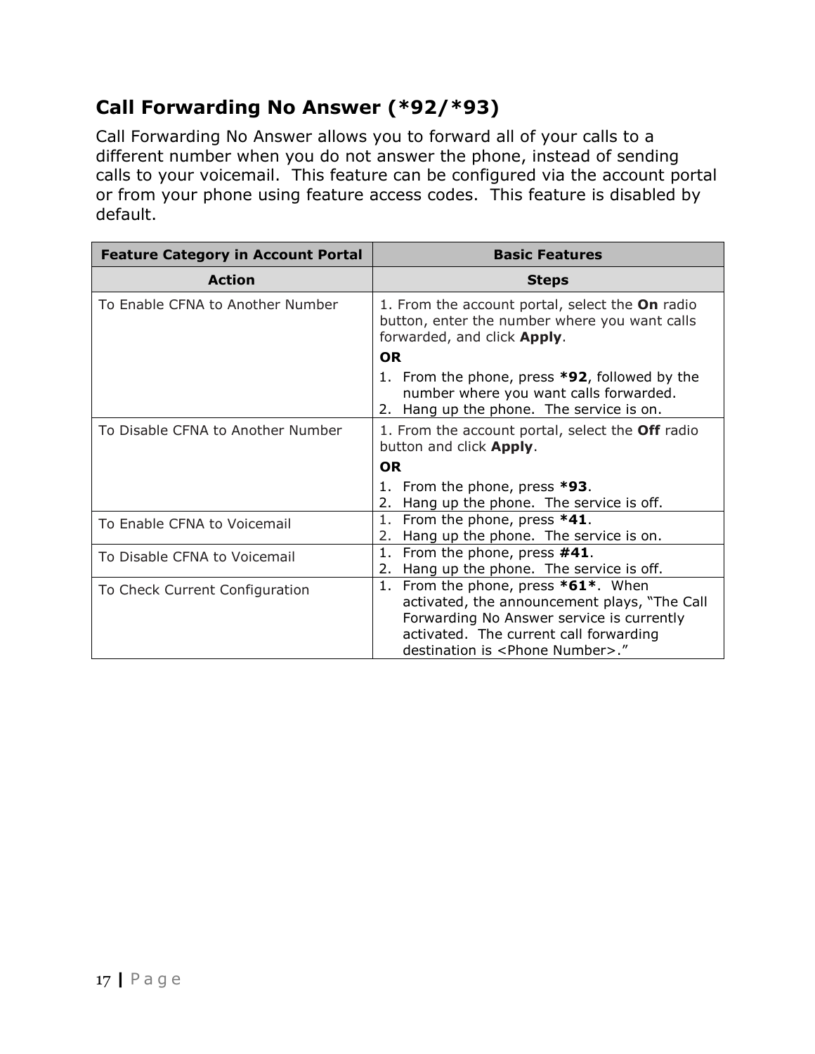## Call Forwarding No Answer (*92/*93)

Call Forwarding No Answer allows you to forward all of your calls to a different number when you do not answer the phone, instead of sending calls to your voicemail. This feature can be configured via the account portal or from your phone using feature access codes. This feature is disabled by default.

| **Feature Category in Account Portal** | **Basic Features** |
|---|---|
| **Action** | **Steps** |
| To Enable CFNA to Another Number | 1. From the account portal, select the **On** radio button, enter the number where you want calls forwarded, and click **Apply**.<br>**OR**<br>1. From the phone, press ***92**, followed by the number where you want calls forwarded.<br>2. Hang up the phone. The service is on. |
| To Disable CFNA to Another Number | 1. From the account portal, select the **Off** radio button and click **Apply**.<br>**OR**<br>1. From the phone, press ***93**.<br>2. Hang up the phone. The service is off. |
| To Enable CFNA to Voicemail | 1. From the phone, press ***41**.<br>2. Hang up the phone. The service is on. |
| To Disable CFNA to Voicemail | 1. From the phone, press **#41**.<br>2. Hang up the phone. The service is off. |
| To Check Current Configuration | 1. From the phone, press ***61***. When activated, the announcement plays, "The Call Forwarding No Answer service is currently activated. The current call forwarding destination is <Phone Number>." |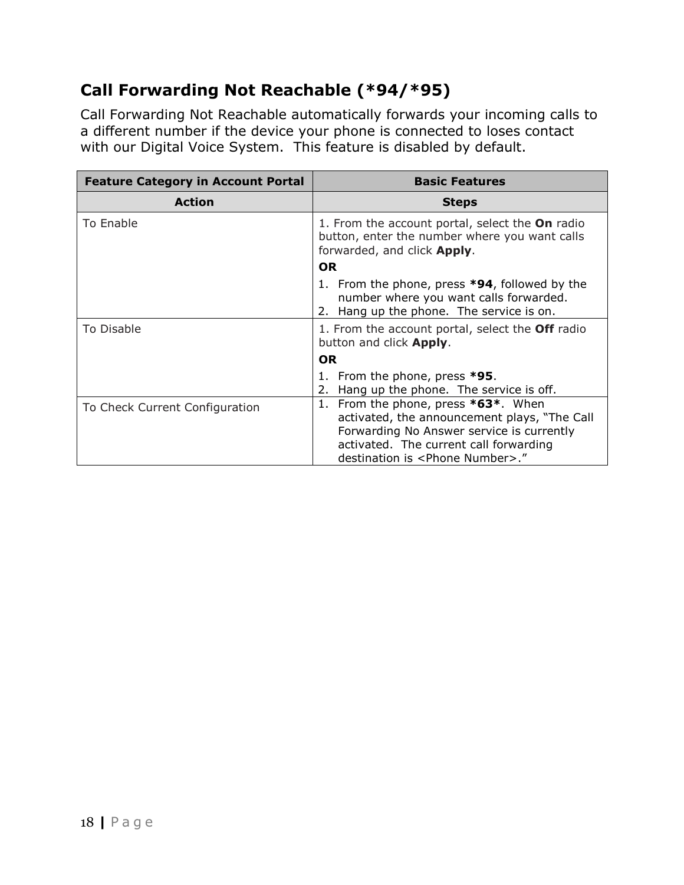## Call Forwarding Not Reachable (*94/*95)

Call Forwarding Not Reachable automatically forwards your incoming calls to a different number if the device your phone is connected to loses contact with our Digital Voice System. This feature is disabled by default.

| **Feature Category in Account Portal** | **Basic Features** |
|---|---|
| **Action** | **Steps** |
| To Enable | 1. From the account portal, select the **On** radio button, enter the number where you want calls forwarded, and click **Apply**.<br>**OR**<br>1. From the phone, press ***94**, followed by the number where you want calls forwarded.<br>2. Hang up the phone. The service is on. |
| To Disable | 1. From the account portal, select the **Off** radio button and click **Apply**.<br>**OR**<br>1. From the phone, press ***95**.<br>2. Hang up the phone. The service is off. |
| To Check Current Configuration | 1. From the phone, press ***63***. When activated, the announcement plays, "The Call Forwarding No Answer service is currently activated. The current call forwarding destination is <Phone Number>." |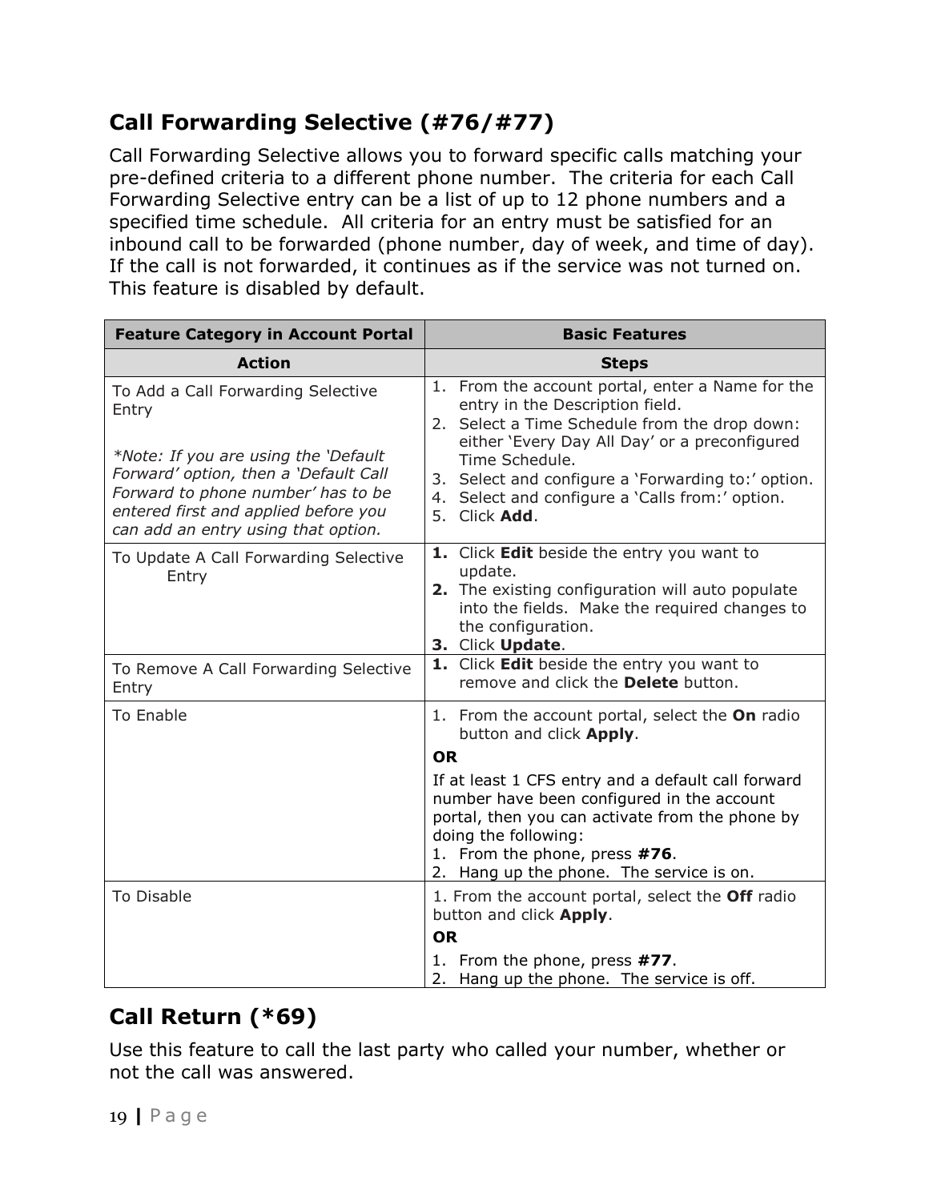## Call Forwarding Selective (#76/#77)

Call Forwarding Selective allows you to forward specific calls matching your pre-defined criteria to a different phone number. The criteria for each Call Forwarding Selective entry can be a list of up to 12 phone numbers and a specified time schedule. All criteria for an entry must be satisfied for an inbound call to be forwarded (phone number, day of week, and time of day). If the call is not forwarded, it continues as if the service was not turned on. This feature is disabled by default.

| Feature Category in Account Portal | Basic Features |
|---|---|
| **Action** | **Steps** |
| To Add a Call Forwarding Selective Entry<br><br>*\*Note: If you are using the 'Default Forward' option, then a 'Default Call Forward to phone number' has to be entered first and applied before you can add an entry using that option.* | 1. From the account portal, enter a Name for the entry in the Description field.<br>2. Select a Time Schedule from the drop down: either 'Every Day All Day' or a preconfigured Time Schedule.<br>3. Select and configure a 'Forwarding to:' option.<br>4. Select and configure a 'Calls from:' option.<br>5. Click **Add**. |
| To Update A Call Forwarding Selective Entry | **1.** Click **Edit** beside the entry you want to update.<br>**2.** The existing configuration will auto populate into the fields. Make the required changes to the configuration.<br>**3.** Click **Update**. |
| To Remove A Call Forwarding Selective Entry | **1.** Click **Edit** beside the entry you want to remove and click the **Delete** button. |
| To Enable | 1. From the account portal, select the **On** radio button and click **Apply**.<br>**OR**<br>If at least 1 CFS entry and a default call forward number have been configured in the account portal, then you can activate from the phone by doing the following:<br>1. From the phone, press **#76**.<br>2. Hang up the phone. The service is on. |
| To Disable | 1. From the account portal, select the **Off** radio button and click **Apply**.<br>**OR**<br>1. From the phone, press **#77**.<br>2. Hang up the phone. The service is off. |

## Call Return (*69)

Use this feature to call the last party who called your number, whether or not the call was answered.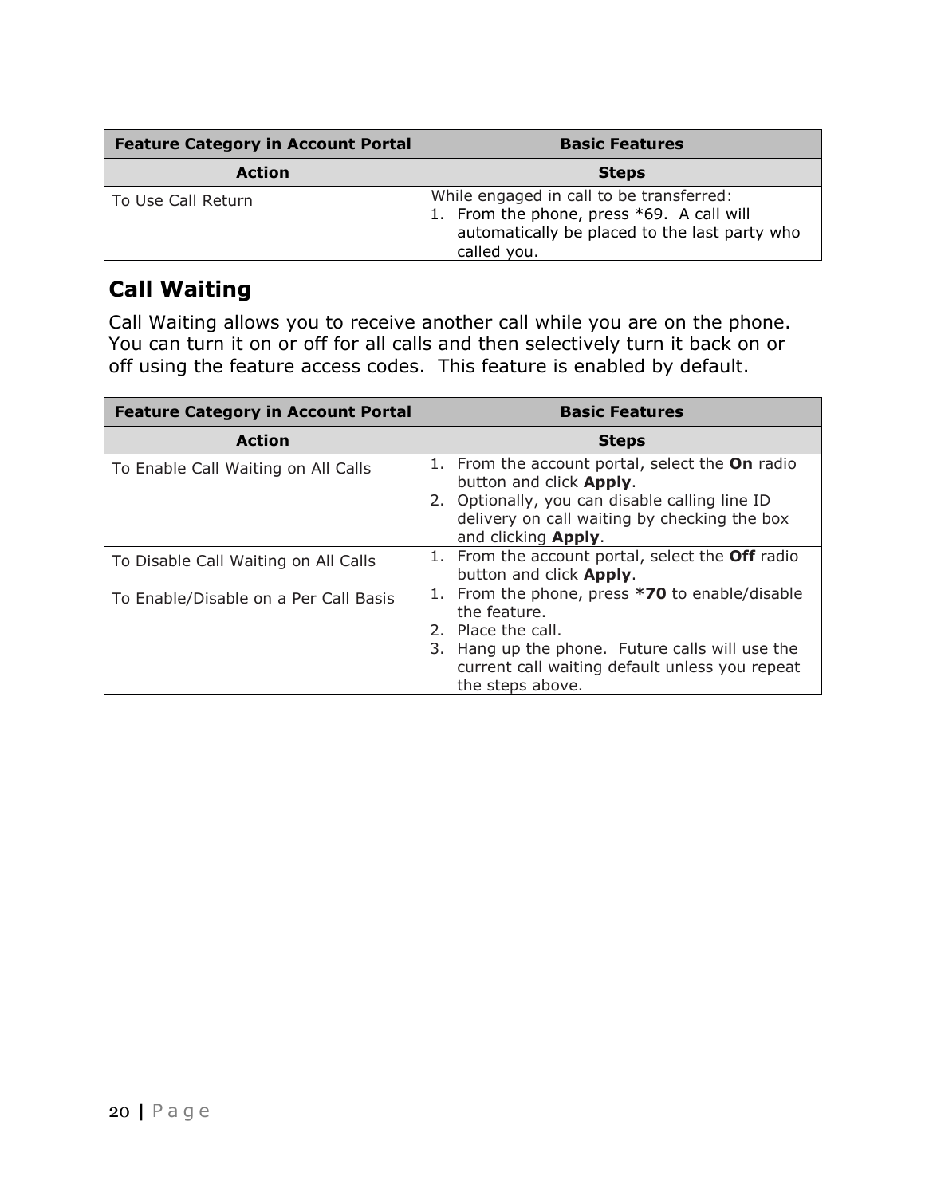| Feature Category in Account Portal | Basic Features |
| --- | --- |
| **Action** | **Steps** |
| To Use Call Return | While engaged in call to be transferred:<br>1. From the phone, press *69. A call will automatically be placed to the last party who called you. |

## Call Waiting

Call Waiting allows you to receive another call while you are on the phone. You can turn it on or off for all calls and then selectively turn it back on or off using the feature access codes. This feature is enabled by default.

| Feature Category in Account Portal | Basic Features |
| --- | --- |
| **Action** | **Steps** |
| To Enable Call Waiting on All Calls | 1. From the account portal, select the **On** radio button and click **Apply**.<br>2. Optionally, you can disable calling line ID delivery on call waiting by checking the box and clicking **Apply**. |
| To Disable Call Waiting on All Calls | 1. From the account portal, select the **Off** radio button and click **Apply**. |
| To Enable/Disable on a Per Call Basis | 1. From the phone, press ***70** to enable/disable the feature.<br>2. Place the call.<br>3. Hang up the phone. Future calls will use the current call waiting default unless you repeat the steps above. |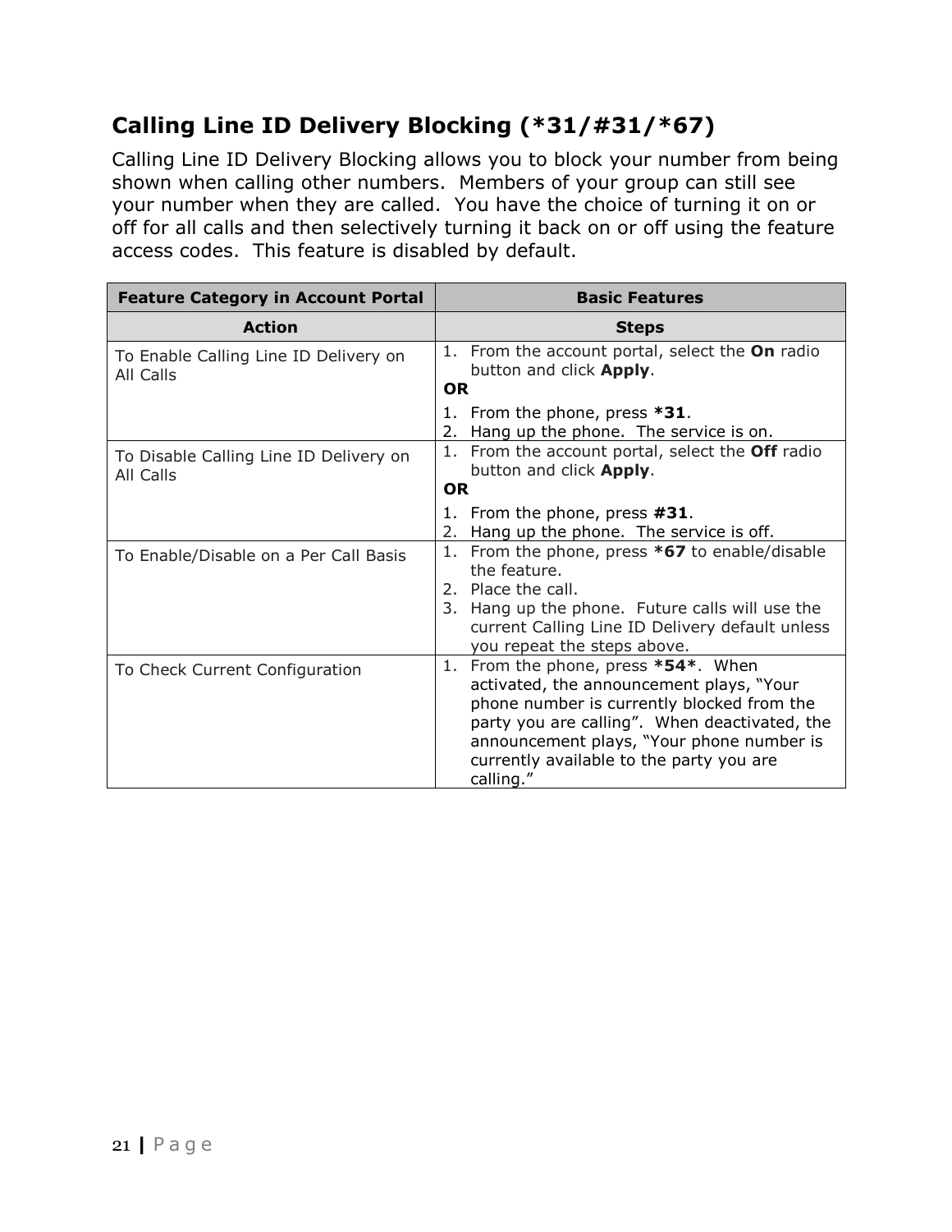## Calling Line ID Delivery Blocking (*31/#31/*67)

Calling Line ID Delivery Blocking allows you to block your number from being shown when calling other numbers. Members of your group can still see your number when they are called. You have the choice of turning it on or off for all calls and then selectively turning it back on or off using the feature access codes. This feature is disabled by default.

| Feature Category in Account Portal | Basic Features |
|---|---|
| **Action** | **Steps** |
| To Enable Calling Line ID Delivery on All Calls | 1. From the account portal, select the **On** radio button and click **Apply**.<br>**OR**<br>1. From the phone, press **\*31**.<br>2. Hang up the phone. The service is on. |
| To Disable Calling Line ID Delivery on All Calls | 1. From the account portal, select the **Off** radio button and click **Apply**.<br>**OR**<br>1. From the phone, press **#31**.<br>2. Hang up the phone. The service is off. |
| To Enable/Disable on a Per Call Basis | 1. From the phone, press **\*67** to enable/disable the feature.<br>2. Place the call.<br>3. Hang up the phone. Future calls will use the current Calling Line ID Delivery default unless you repeat the steps above. |
| To Check Current Configuration | 1. From the phone, press **\*54\***. When activated, the announcement plays, "Your phone number is currently blocked from the party you are calling". When deactivated, the announcement plays, "Your phone number is currently available to the party you are calling." |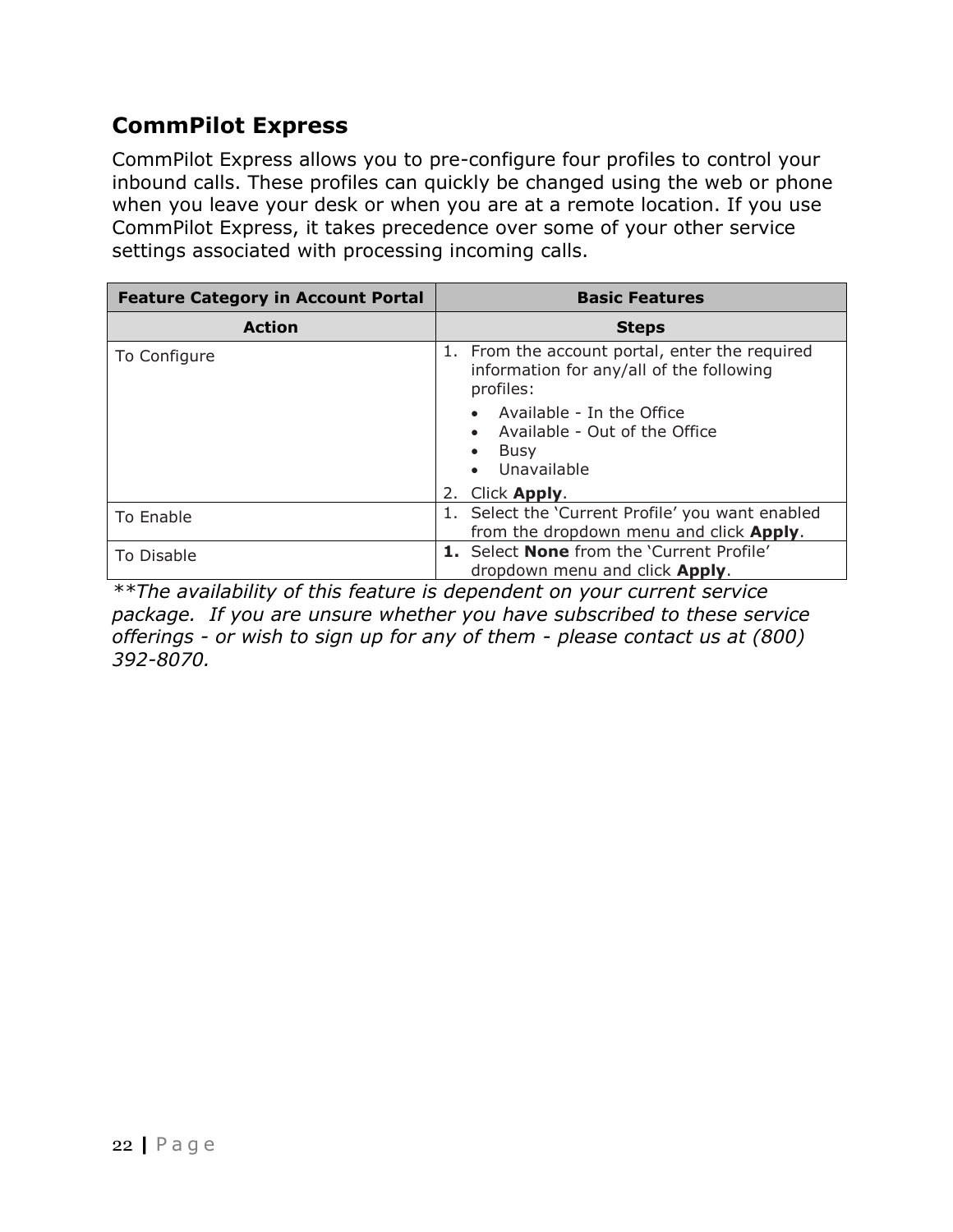## CommPilot Express

CommPilot Express allows you to pre-configure four profiles to control your inbound calls. These profiles can quickly be changed using the web or phone when you leave your desk or when you are at a remote location. If you use CommPilot Express, it takes precedence over some of your other service settings associated with processing incoming calls.

| Feature Category in Account Portal | Basic Features |
|---|---|
| **Action** | **Steps** |
| To Configure | 1. From the account portal, enter the required information for any/all of the following profiles:<br>• Available - In the Office<br>• Available - Out of the Office<br>• Busy<br>• Unavailable<br>2. Click **Apply**. |
| To Enable | 1. Select the 'Current Profile' you want enabled from the dropdown menu and click **Apply**. |
| To Disable | **1.** Select **None** from the 'Current Profile' dropdown menu and click **Apply**. |

*\*\*The availability of this feature is dependent on your current service package. If you are unsure whether you have subscribed to these service offerings - or wish to sign up for any of them - please contact us at (800) 392-8070.*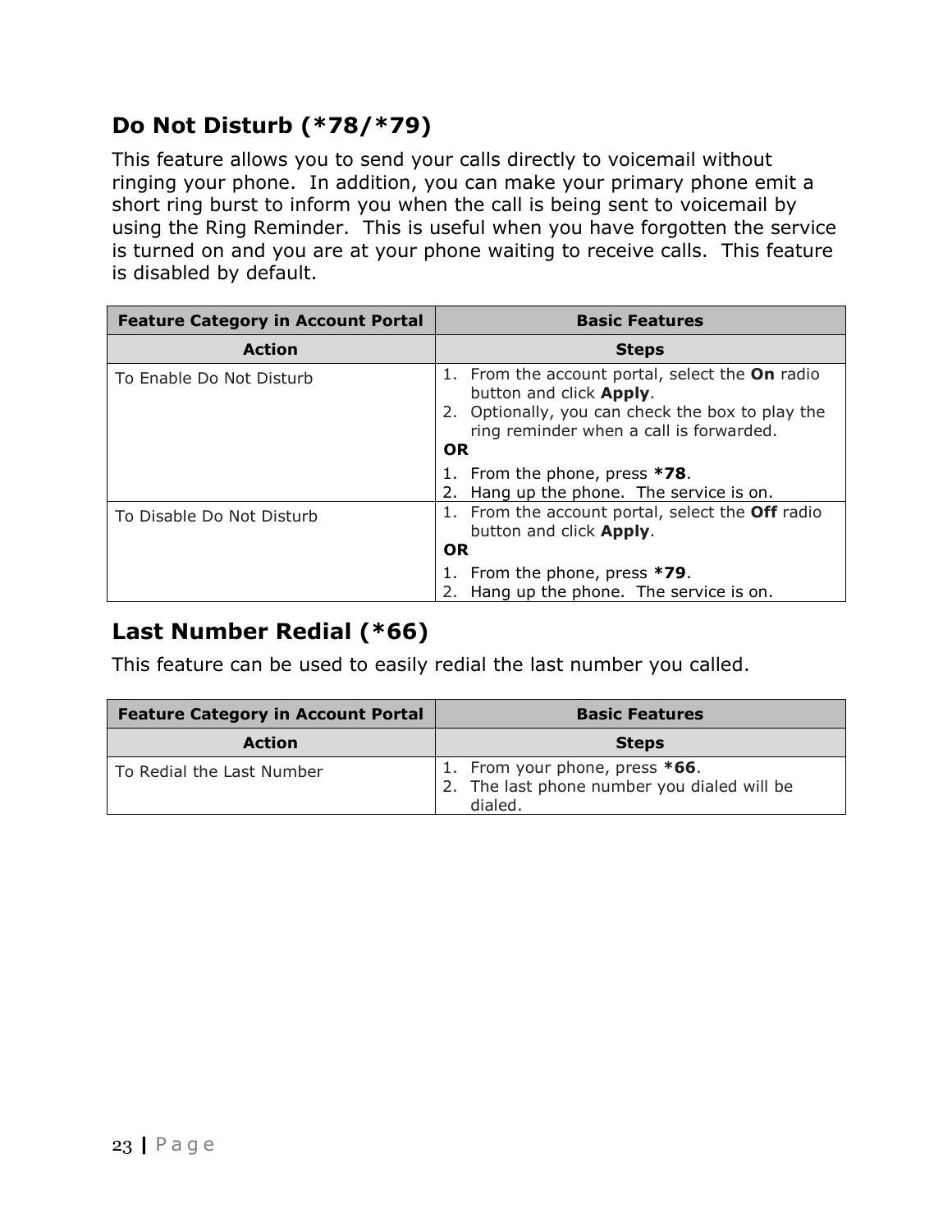## Do Not Disturb (*78/*79)

This feature allows you to send your calls directly to voicemail without ringing your phone. In addition, you can make your primary phone emit a short ring burst to inform you when the call is being sent to voicemail by using the Ring Reminder. This is useful when you have forgotten the service is turned on and you are at your phone waiting to receive calls. This feature is disabled by default.

| **Feature Category in Account Portal** | **Basic Features** |
|---|---|
| **Action** | **Steps** |
| To Enable Do Not Disturb | 1. From the account portal, select the **On** radio button and click **Apply**.<br>2. Optionally, you can check the box to play the ring reminder when a call is forwarded.<br>**OR**<br>1. From the phone, press ***78**.<br>2. Hang up the phone. The service is on. |
| To Disable Do Not Disturb | 1. From the account portal, select the **Off** radio button and click **Apply**.<br>**OR**<br>1. From the phone, press ***79**.<br>2. Hang up the phone. The service is on. |

## Last Number Redial (*66)

This feature can be used to easily redial the last number you called.

| **Feature Category in Account Portal** | **Basic Features** |
|---|---|
| **Action** | **Steps** |
| To Redial the Last Number | 1. From your phone, press ***66**.<br>2. The last phone number you dialed will be dialed. |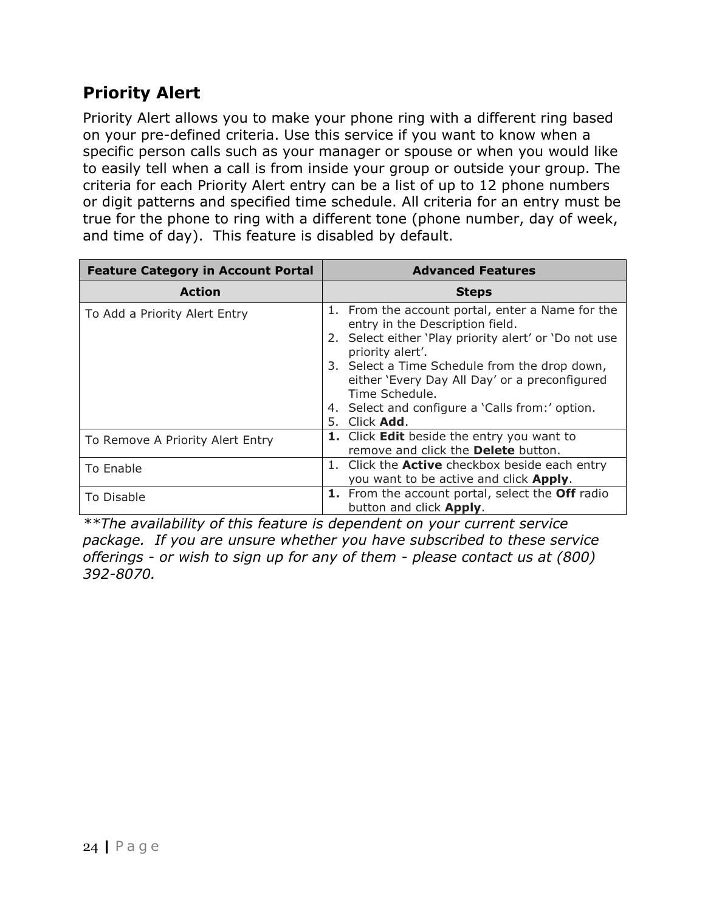## Priority Alert

Priority Alert allows you to make your phone ring with a different ring based on your pre-defined criteria. Use this service if you want to know when a specific person calls such as your manager or spouse or when you would like to easily tell when a call is from inside your group or outside your group. The criteria for each Priority Alert entry can be a list of up to 12 phone numbers or digit patterns and specified time schedule. All criteria for an entry must be true for the phone to ring with a different tone (phone number, day of week, and time of day). This feature is disabled by default.

| Feature Category in Account Portal | Advanced Features |
|---|---|
| **Action** | **Steps** |
| To Add a Priority Alert Entry | 1. From the account portal, enter a Name for the entry in the Description field.<br>2. Select either 'Play priority alert' or 'Do not use priority alert'.<br>3. Select a Time Schedule from the drop down, either 'Every Day All Day' or a preconfigured Time Schedule.<br>4. Select and configure a 'Calls from:' option.<br>5. Click **Add**. |
| To Remove A Priority Alert Entry | 1. Click **Edit** beside the entry you want to remove and click the **Delete** button. |
| To Enable | 1. Click the **Active** checkbox beside each entry you want to be active and click **Apply**. |
| To Disable | 1. From the account portal, select the **Off** radio button and click **Apply**. |

*\*\*The availability of this feature is dependent on your current service package. If you are unsure whether you have subscribed to these service offerings - or wish to sign up for any of them - please contact us at (800) 392-8070.*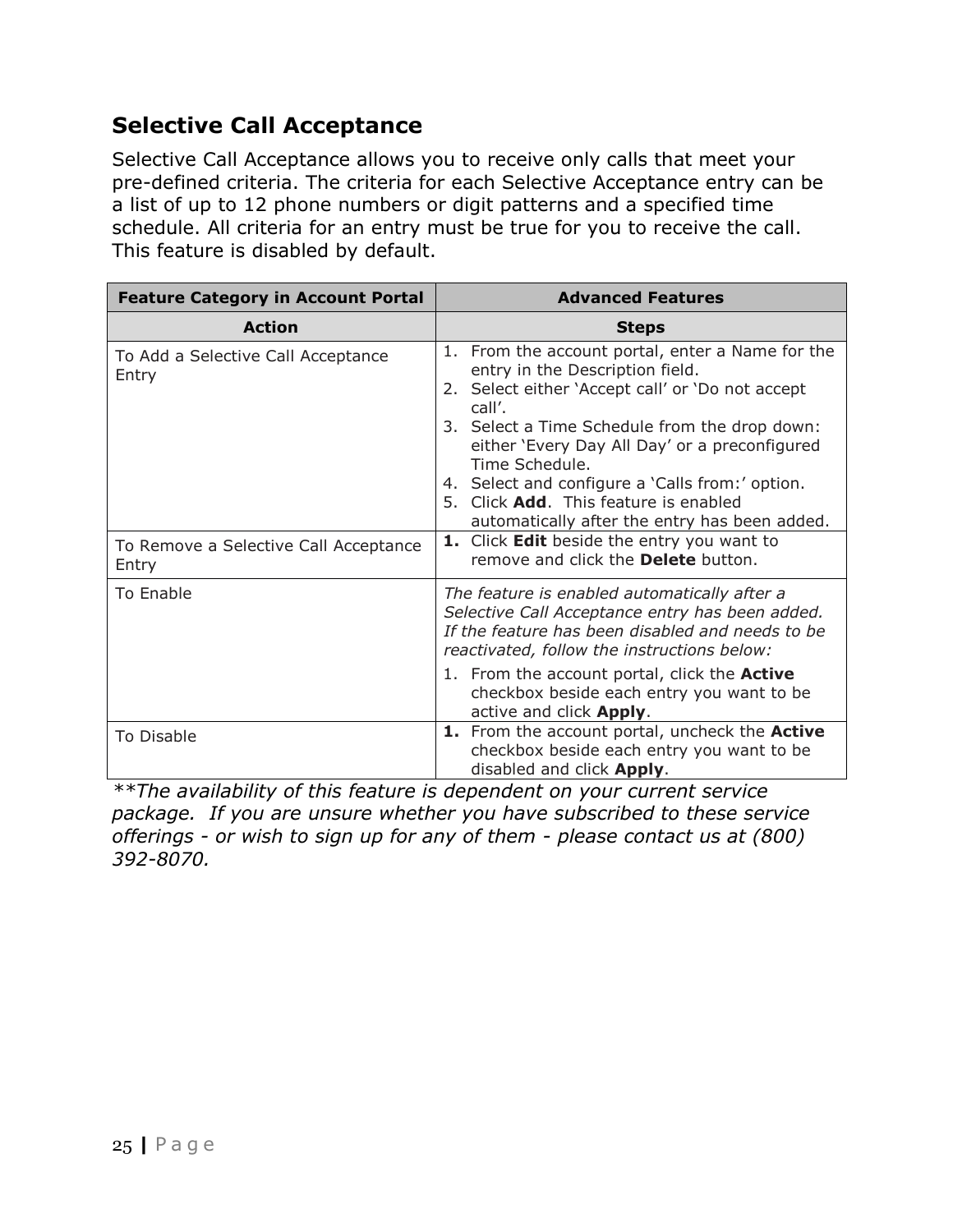## Selective Call Acceptance

Selective Call Acceptance allows you to receive only calls that meet your pre-defined criteria. The criteria for each Selective Acceptance entry can be a list of up to 12 phone numbers or digit patterns and a specified time schedule. All criteria for an entry must be true for you to receive the call. This feature is disabled by default.

| **Feature Category in Account Portal** | **Advanced Features** |
|---|---|
| **Action** | **Steps** |
| To Add a Selective Call Acceptance Entry | 1. From the account portal, enter a Name for the entry in the Description field.<br>2. Select either 'Accept call' or 'Do not accept call'.<br>3. Select a Time Schedule from the drop down: either 'Every Day All Day' or a preconfigured Time Schedule.<br>4. Select and configure a 'Calls from:' option.<br>5. Click **Add**. This feature is enabled automatically after the entry has been added. |
| To Remove a Selective Call Acceptance Entry | **1.** Click **Edit** beside the entry you want to remove and click the **Delete** button. |
| To Enable | *The feature is enabled automatically after a Selective Call Acceptance entry has been added. If the feature has been disabled and needs to be reactivated, follow the instructions below:*<br>1. From the account portal, click the **Active** checkbox beside each entry you want to be active and click **Apply**. |
| To Disable | **1.** From the account portal, uncheck the **Active** checkbox beside each entry you want to be disabled and click **Apply**. |

*\*\*The availability of this feature is dependent on your current service package. If you are unsure whether you have subscribed to these service offerings - or wish to sign up for any of them - please contact us at (800) 392-8070.*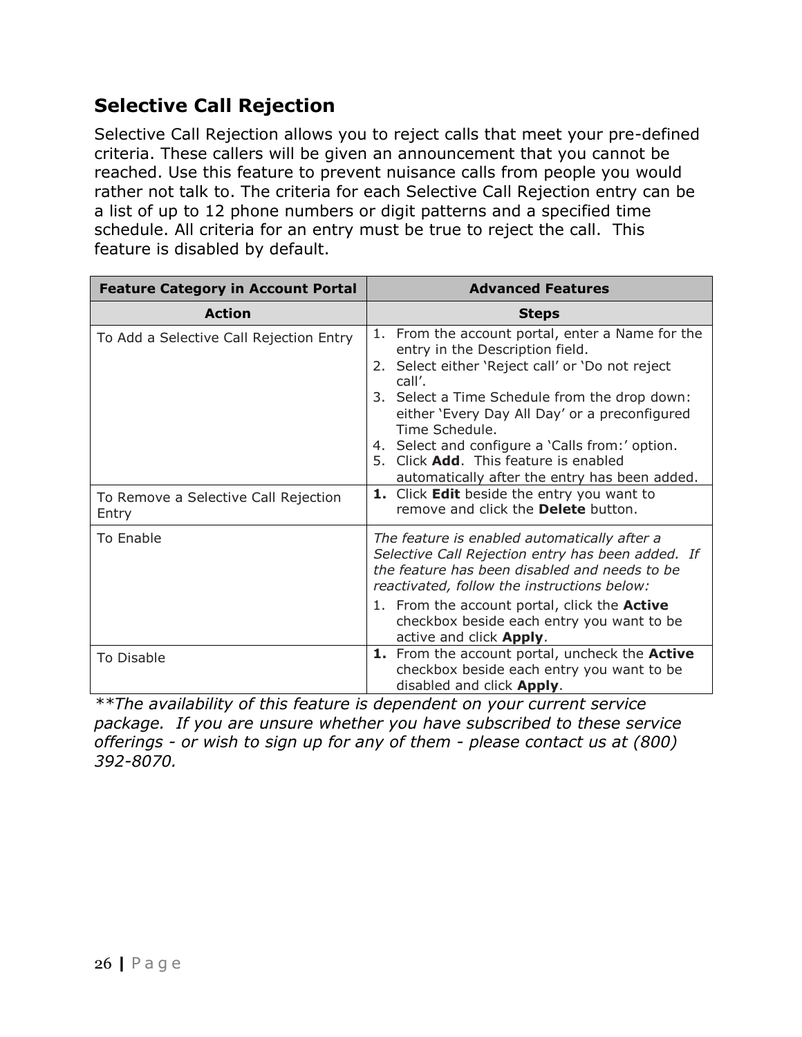## Selective Call Rejection

Selective Call Rejection allows you to reject calls that meet your pre-defined criteria. These callers will be given an announcement that you cannot be reached. Use this feature to prevent nuisance calls from people you would rather not talk to. The criteria for each Selective Call Rejection entry can be a list of up to 12 phone numbers or digit patterns and a specified time schedule. All criteria for an entry must be true to reject the call. This feature is disabled by default.

| **Feature Category in Account Portal** | **Advanced Features** |
|---|---|
| **Action** | **Steps** |
| To Add a Selective Call Rejection Entry | 1. From the account portal, enter a Name for the entry in the Description field.<br>2. Select either 'Reject call' or 'Do not reject call'.<br>3. Select a Time Schedule from the drop down: either 'Every Day All Day' or a preconfigured Time Schedule.<br>4. Select and configure a 'Calls from:' option.<br>5. Click **Add**. This feature is enabled automatically after the entry has been added. |
| To Remove a Selective Call Rejection Entry | **1.** Click **Edit** beside the entry you want to remove and click the **Delete** button. |
| To Enable | *The feature is enabled automatically after a Selective Call Rejection entry has been added. If the feature has been disabled and needs to be reactivated, follow the instructions below:*<br>1. From the account portal, click the **Active** checkbox beside each entry you want to be active and click **Apply**. |
| To Disable | **1.** From the account portal, uncheck the **Active** checkbox beside each entry you want to be disabled and click **Apply**. |

*\*\*The availability of this feature is dependent on your current service package. If you are unsure whether you have subscribed to these service offerings - or wish to sign up for any of them - please contact us at (800) 392-8070.*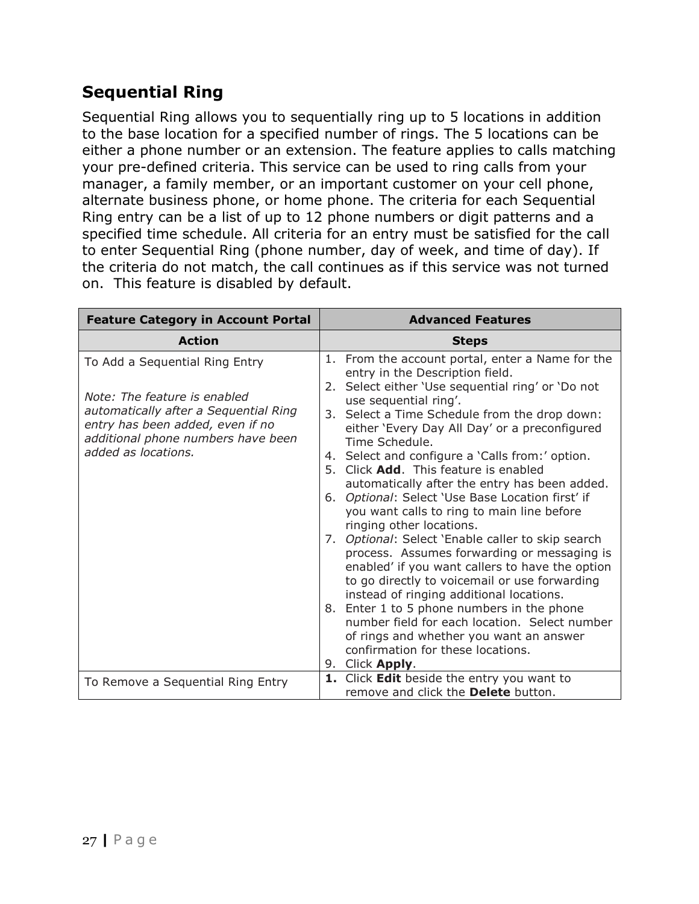## Sequential Ring

Sequential Ring allows you to sequentially ring up to 5 locations in addition to the base location for a specified number of rings. The 5 locations can be either a phone number or an extension. The feature applies to calls matching your pre-defined criteria. This service can be used to ring calls from your manager, a family member, or an important customer on your cell phone, alternate business phone, or home phone. The criteria for each Sequential Ring entry can be a list of up to 12 phone numbers or digit patterns and a specified time schedule. All criteria for an entry must be satisfied for the call to enter Sequential Ring (phone number, day of week, and time of day). If the criteria do not match, the call continues as if this service was not turned on.  This feature is disabled by default.

| **Feature Category in Account Portal** | **Advanced Features** |
|---|---|
| **Action** | **Steps** |
| To Add a Sequential Ring Entry<br><br>*Note: The feature is enabled automatically after a Sequential Ring entry has been added, even if no additional phone numbers have been added as locations.* | 1. From the account portal, enter a Name for the entry in the Description field.<br>2. Select either 'Use sequential ring' or 'Do not use sequential ring'.<br>3. Select a Time Schedule from the drop down: either 'Every Day All Day' or a preconfigured Time Schedule.<br>4. Select and configure a 'Calls from:' option.<br>5. Click **Add**.  This feature is enabled automatically after the entry has been added.<br>6. *Optional*: Select 'Use Base Location first' if you want calls to ring to main line before ringing other locations.<br>7. *Optional*: Select 'Enable caller to skip search process.  Assumes forwarding or messaging is enabled' if you want callers to have the option to go directly to voicemail or use forwarding instead of ringing additional locations.<br>8. Enter 1 to 5 phone numbers in the phone number field for each location.  Select number of rings and whether you want an answer confirmation for these locations.<br>9. Click **Apply**. |
| To Remove a Sequential Ring Entry | **1.** Click **Edit** beside the entry you want to remove and click the **Delete** button. |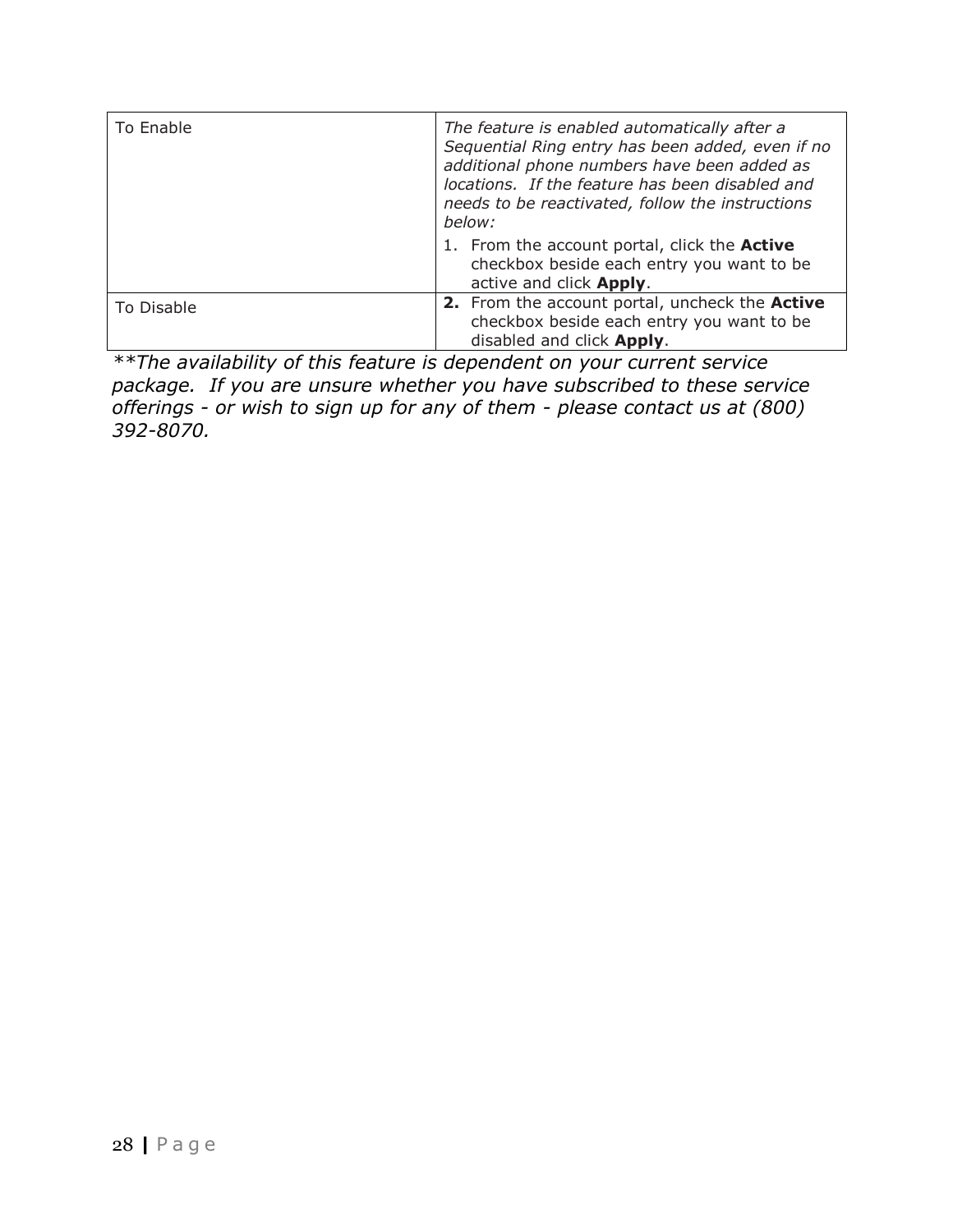| | |
|---|---|
| To Enable | *The feature is enabled automatically after a Sequential Ring entry has been added, even if no additional phone numbers have been added as locations. If the feature has been disabled and needs to be reactivated, follow the instructions below:*<br>1. From the account portal, click the **Active** checkbox beside each entry you want to be active and click **Apply**. |
| To Disable | **2.** From the account portal, uncheck the **Active** checkbox beside each entry you want to be disabled and click **Apply**. |

*\*\*The availability of this feature is dependent on your current service package. If you are unsure whether you have subscribed to these service offerings - or wish to sign up for any of them - please contact us at (800) 392-8070.*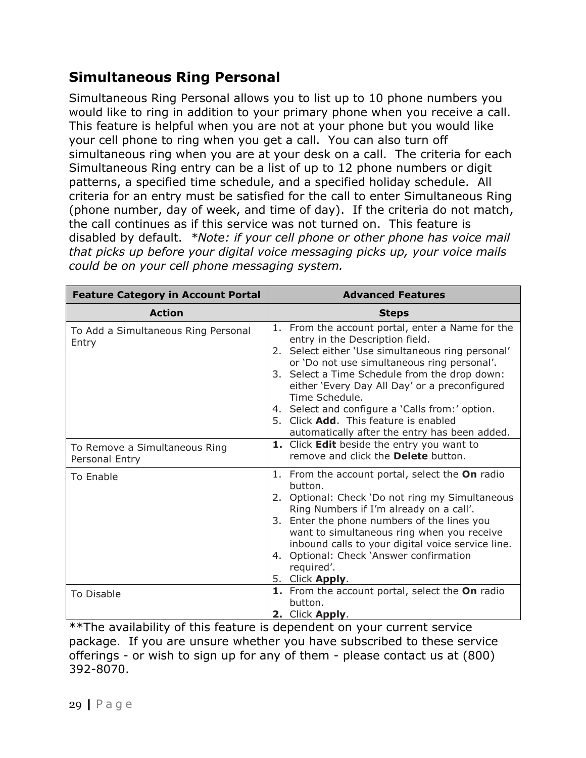## Simultaneous Ring Personal

Simultaneous Ring Personal allows you to list up to 10 phone numbers you would like to ring in addition to your primary phone when you receive a call. This feature is helpful when you are not at your phone but you would like your cell phone to ring when you get a call.  You can also turn off simultaneous ring when you are at your desk on a call.  The criteria for each Simultaneous Ring entry can be a list of up to 12 phone numbers or digit patterns, a specified time schedule, and a specified holiday schedule.  All criteria for an entry must be satisfied for the call to enter Simultaneous Ring (phone number, day of week, and time of day).  If the criteria do not match, the call continues as if this service was not turned on.  This feature is disabled by default.  *\*Note: if your cell phone or other phone has voice mail that picks up before your digital voice messaging picks up, your voice mails could be on your cell phone messaging system.*

| **Feature Category in Account Portal** | **Advanced Features** |
|---|---|
| **Action** | **Steps** |
| To Add a Simultaneous Ring Personal Entry | 1. From the account portal, enter a Name for the entry in the Description field.<br>2. Select either 'Use simultaneous ring personal' or 'Do not use simultaneous ring personal'.<br>3. Select a Time Schedule from the drop down: either 'Every Day All Day' or a preconfigured Time Schedule.<br>4. Select and configure a 'Calls from:' option.<br>5. Click **Add**.  This feature is enabled automatically after the entry has been added. |
| To Remove a Simultaneous Ring Personal Entry | **1.** Click **Edit** beside the entry you want to remove and click the **Delete** button. |
| To Enable | 1. From the account portal, select the **On** radio button.<br>2. Optional: Check 'Do not ring my Simultaneous Ring Numbers if I'm already on a call'.<br>3. Enter the phone numbers of the lines you want to simultaneous ring when you receive inbound calls to your digital voice service line.<br>4. Optional: Check 'Answer confirmation required'.<br>5. Click **Apply**. |
| To Disable | **1.** From the account portal, select the **On** radio button.<br>**2.** Click **Apply**. |

**The availability of this feature is dependent on your current service package.  If you are unsure whether you have subscribed to these service offerings - or wish to sign up for any of them - please contact us at (800) 392-8070.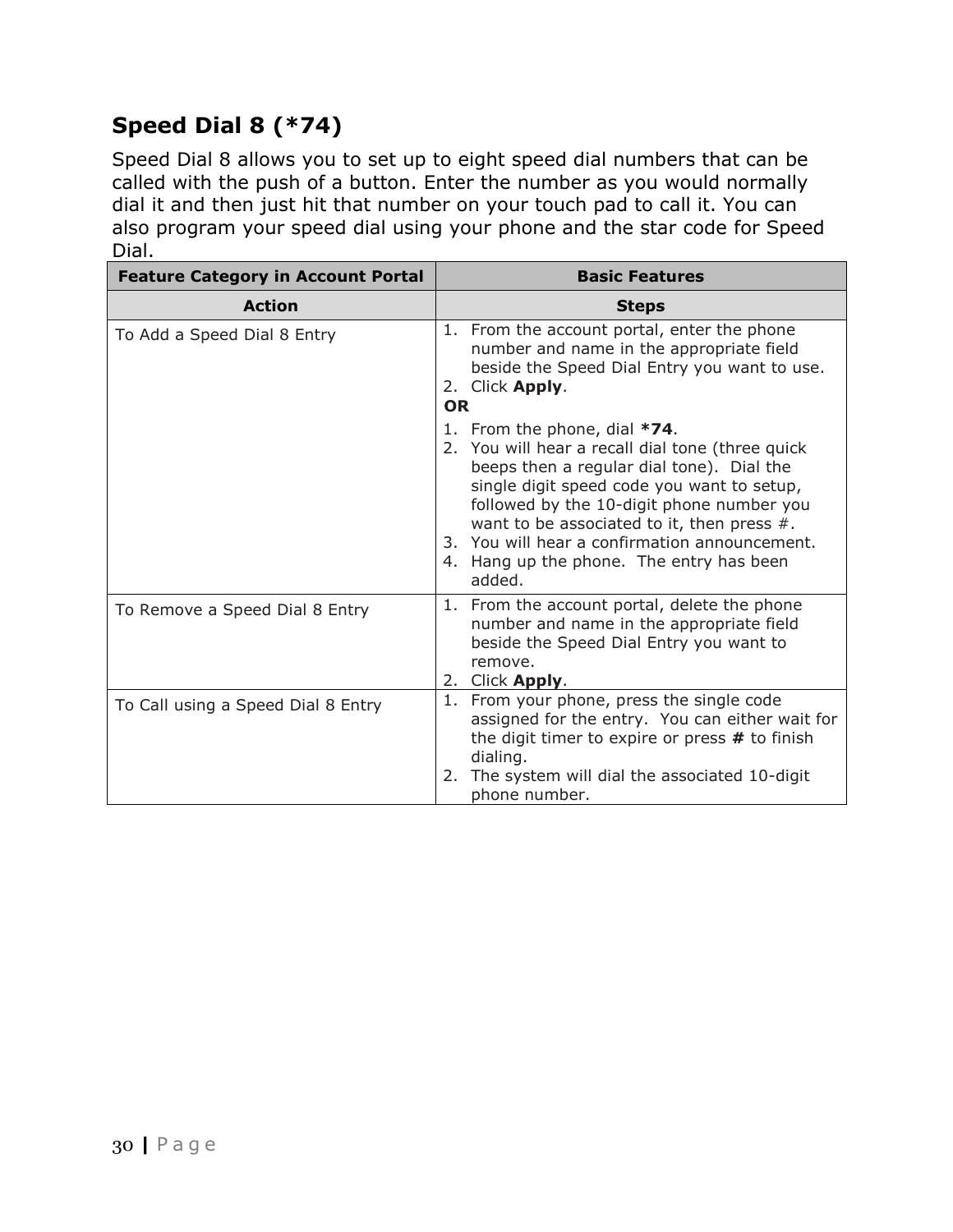## Speed Dial 8 (*74)

Speed Dial 8 allows you to set up to eight speed dial numbers that can be called with the push of a button. Enter the number as you would normally dial it and then just hit that number on your touch pad to call it. You can also program your speed dial using your phone and the star code for Speed Dial.

| **Feature Category in Account Portal** | **Basic Features** |
| --- | --- |
| **Action** | **Steps** |
| To Add a Speed Dial 8 Entry | 1. From the account portal, enter the phone number and name in the appropriate field beside the Speed Dial Entry you want to use.<br>2. Click **Apply**.<br>**OR**<br>1. From the phone, dial ***74**.<br>2. You will hear a recall dial tone (three quick beeps then a regular dial tone). Dial the single digit speed code you want to setup, followed by the 10-digit phone number you want to be associated to it, then press #.<br>3. You will hear a confirmation announcement.<br>4. Hang up the phone. The entry has been added. |
| To Remove a Speed Dial 8 Entry | 1. From the account portal, delete the phone number and name in the appropriate field beside the Speed Dial Entry you want to remove.<br>2. Click **Apply**. |
| To Call using a Speed Dial 8 Entry | 1. From your phone, press the single code assigned for the entry. You can either wait for the digit timer to expire or press **#** to finish dialing.<br>2. The system will dial the associated 10-digit phone number. |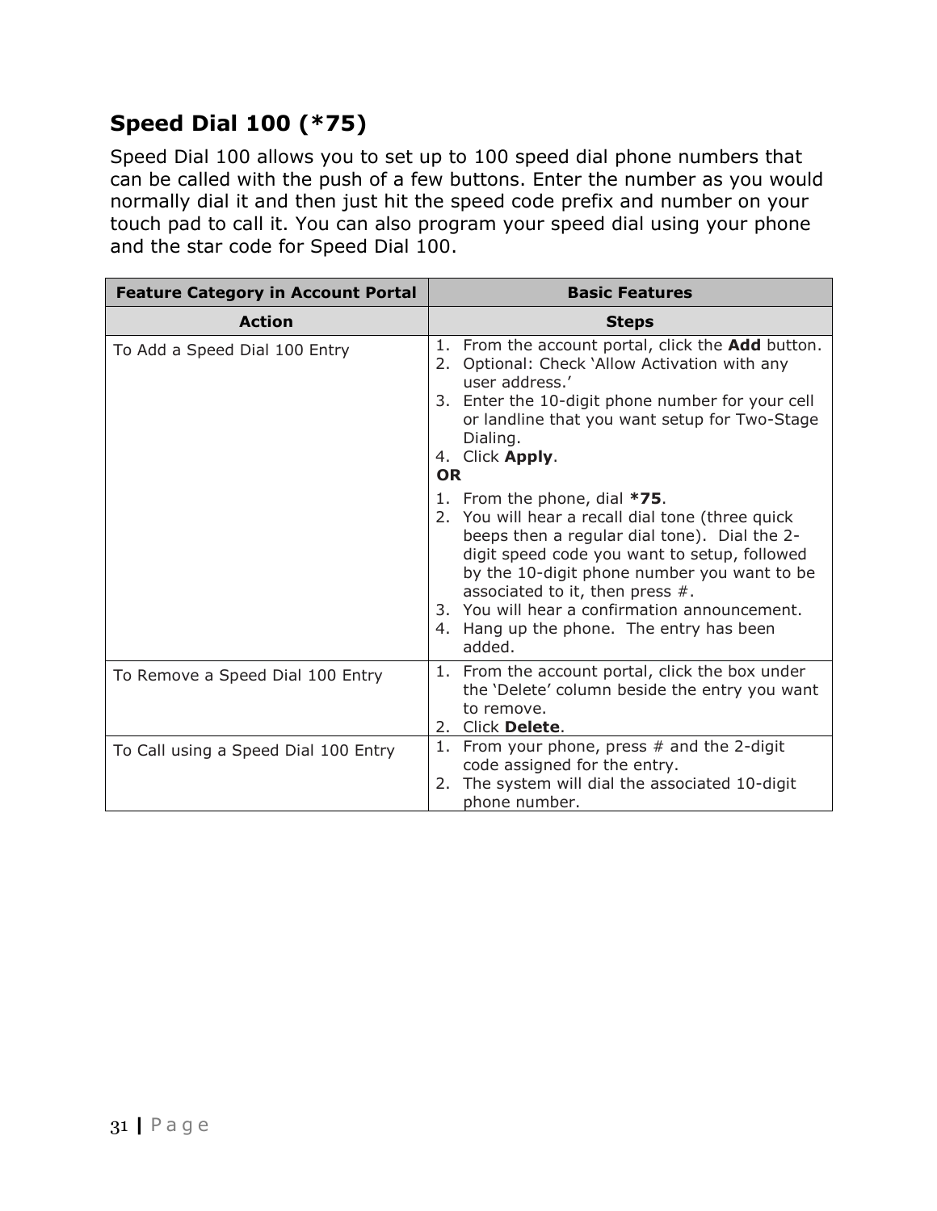## Speed Dial 100 (*75)

Speed Dial 100 allows you to set up to 100 speed dial phone numbers that can be called with the push of a few buttons. Enter the number as you would normally dial it and then just hit the speed code prefix and number on your touch pad to call it. You can also program your speed dial using your phone and the star code for Speed Dial 100.

| **Feature Category in Account Portal** | **Basic Features** |
|---|---|
| **Action** | **Steps** |
| To Add a Speed Dial 100 Entry | 1. From the account portal, click the **Add** button.<br>2. Optional: Check 'Allow Activation with any user address.'<br>3. Enter the 10-digit phone number for your cell or landline that you want setup for Two-Stage Dialing.<br>4. Click **Apply**.<br>**OR**<br>1. From the phone, dial ***75**.<br>2. You will hear a recall dial tone (three quick beeps then a regular dial tone). Dial the 2-digit speed code you want to setup, followed by the 10-digit phone number you want to be associated to it, then press #.<br>3. You will hear a confirmation announcement.<br>4. Hang up the phone. The entry has been added. |
| To Remove a Speed Dial 100 Entry | 1. From the account portal, click the box under the 'Delete' column beside the entry you want to remove.<br>2. Click **Delete**. |
| To Call using a Speed Dial 100 Entry | 1. From your phone, press # and the 2-digit code assigned for the entry.<br>2. The system will dial the associated 10-digit phone number. |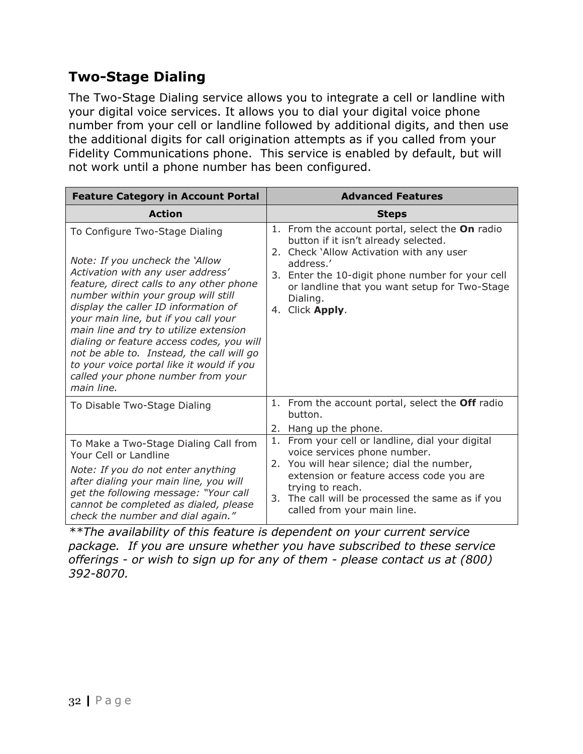## Two-Stage Dialing

The Two-Stage Dialing service allows you to integrate a cell or landline with your digital voice services. It allows you to dial your digital voice phone number from your cell or landline followed by additional digits, and then use the additional digits for call origination attempts as if you called from your Fidelity Communications phone. This service is enabled by default, but will not work until a phone number has been configured.

| Feature Category in Account Portal | Advanced Features |
|---|---|
| **Action** | **Steps** |
| To Configure Two-Stage Dialing<br><br>*Note: If you uncheck the 'Allow Activation with any user address' feature, direct calls to any other phone number within your group will still display the caller ID information of your main line, but if you call your main line and try to utilize extension dialing or feature access codes, you will not be able to. Instead, the call will go to your voice portal like it would if you called your phone number from your main line.* | 1. From the account portal, select the **On** radio button if it isn't already selected.<br>2. Check 'Allow Activation with any user address.'<br>3. Enter the 10-digit phone number for your cell or landline that you want setup for Two-Stage Dialing.<br>4. Click **Apply**. |
| To Disable Two-Stage Dialing | 1. From the account portal, select the **Off** radio button.<br>2. Hang up the phone. |
| To Make a Two-Stage Dialing Call from Your Cell or Landline<br>*Note: If you do not enter anything after dialing your main line, you will get the following message: "Your call cannot be completed as dialed, please check the number and dial again."* | 1. From your cell or landline, dial your digital voice services phone number.<br>2. You will hear silence; dial the number, extension or feature access code you are trying to reach.<br>3. The call will be processed the same as if you called from your main line. |

*\*\*The availability of this feature is dependent on your current service package. If you are unsure whether you have subscribed to these service offerings - or wish to sign up for any of them - please contact us at (800) 392-8070.*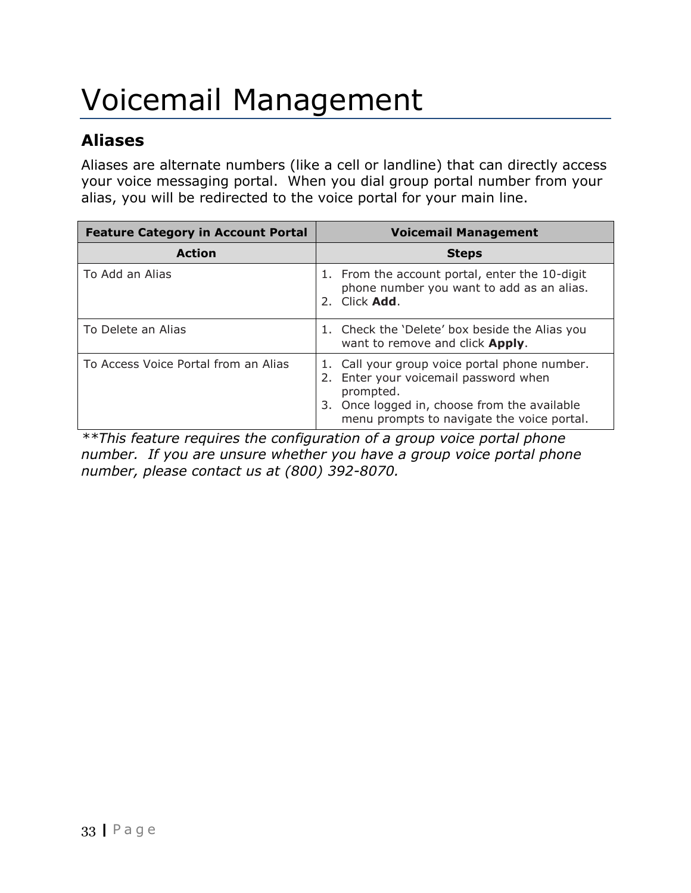# Voicemail Management

## Aliases

Aliases are alternate numbers (like a cell or landline) that can directly access your voice messaging portal. When you dial group portal number from your alias, you will be redirected to the voice portal for your main line.

| **Feature Category in Account Portal** | **Voicemail Management** |
|---|---|
| **Action** | **Steps** |
| To Add an Alias | 1. From the account portal, enter the 10-digit phone number you want to add as an alias.<br>2. Click **Add**. |
| To Delete an Alias | 1. Check the 'Delete' box beside the Alias you want to remove and click **Apply**. |
| To Access Voice Portal from an Alias | 1. Call your group voice portal phone number.<br>2. Enter your voicemail password when prompted.<br>3. Once logged in, choose from the available menu prompts to navigate the voice portal. |

*\*\*This feature requires the configuration of a group voice portal phone number. If you are unsure whether you have a group voice portal phone number, please contact us at (800) 392-8070.*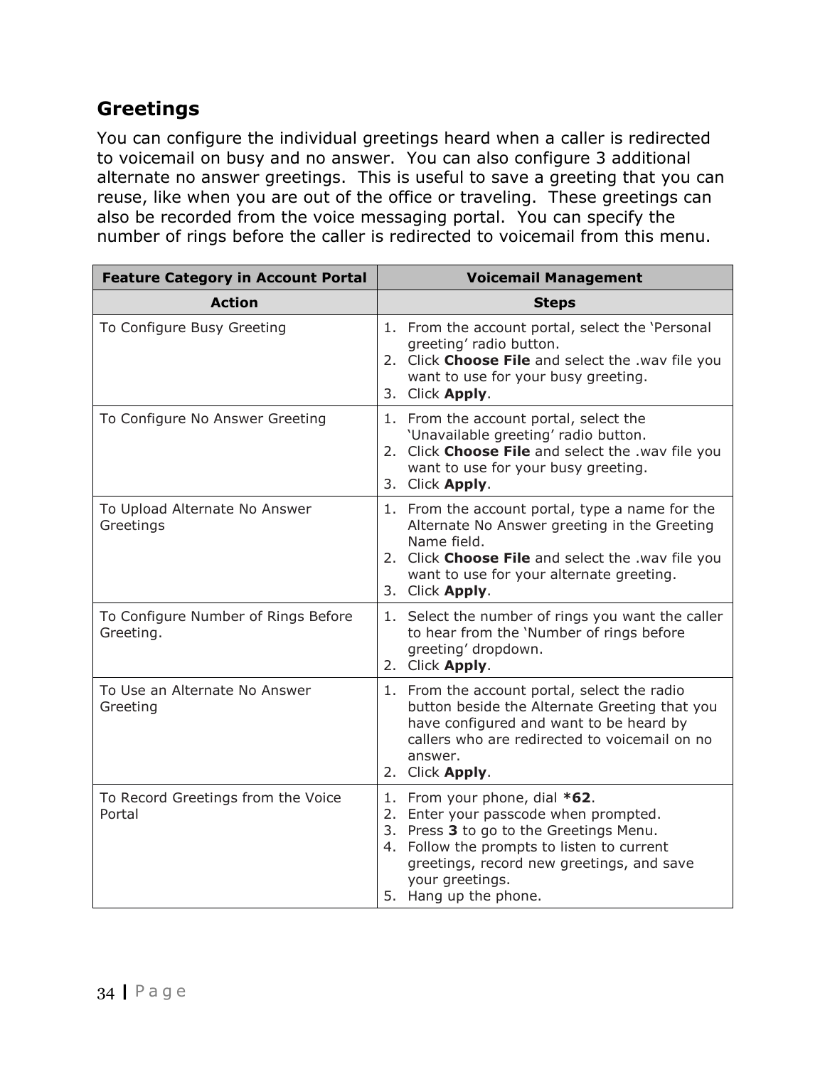## Greetings

You can configure the individual greetings heard when a caller is redirected to voicemail on busy and no answer. You can also configure 3 additional alternate no answer greetings. This is useful to save a greeting that you can reuse, like when you are out of the office or traveling. These greetings can also be recorded from the voice messaging portal. You can specify the number of rings before the caller is redirected to voicemail from this menu.

| **Feature Category in Account Portal** | **Voicemail Management** |
|---|---|
| **Action** | **Steps** |
| To Configure Busy Greeting | 1. From the account portal, select the 'Personal greeting' radio button.<br>2. Click **Choose File** and select the .wav file you want to use for your busy greeting.<br>3. Click **Apply**. |
| To Configure No Answer Greeting | 1. From the account portal, select the 'Unavailable greeting' radio button.<br>2. Click **Choose File** and select the .wav file you want to use for your busy greeting.<br>3. Click **Apply**. |
| To Upload Alternate No Answer Greetings | 1. From the account portal, type a name for the Alternate No Answer greeting in the Greeting Name field.<br>2. Click **Choose File** and select the .wav file you want to use for your alternate greeting.<br>3. Click **Apply**. |
| To Configure Number of Rings Before Greeting. | 1. Select the number of rings you want the caller to hear from the 'Number of rings before greeting' dropdown.<br>2. Click **Apply**. |
| To Use an Alternate No Answer Greeting | 1. From the account portal, select the radio button beside the Alternate Greeting that you have configured and want to be heard by callers who are redirected to voicemail on no answer.<br>2. Click **Apply**. |
| To Record Greetings from the Voice Portal | 1. From your phone, dial ***62**.<br>2. Enter your passcode when prompted.<br>3. Press **3** to go to the Greetings Menu.<br>4. Follow the prompts to listen to current greetings, record new greetings, and save your greetings.<br>5. Hang up the phone. |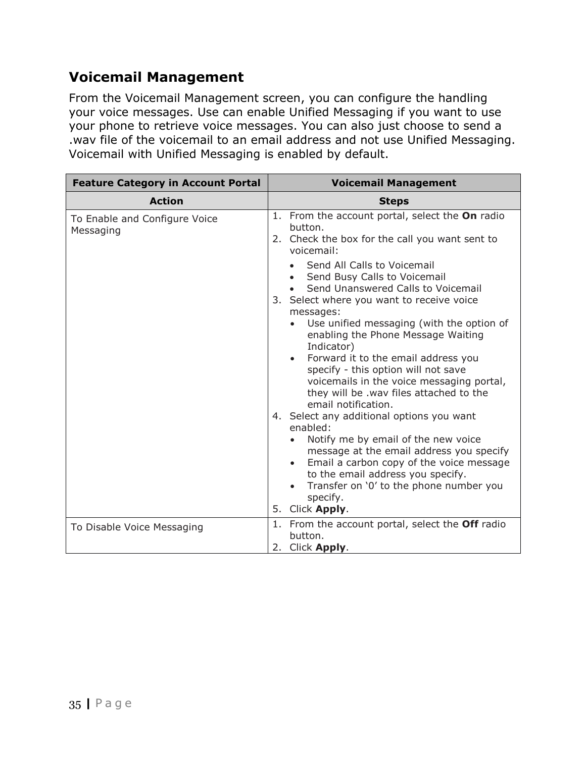## Voicemail Management

From the Voicemail Management screen, you can configure the handling your voice messages. Use can enable Unified Messaging if you want to use your phone to retrieve voice messages. You can also just choose to send a .wav file of the voicemail to an email address and not use Unified Messaging. Voicemail with Unified Messaging is enabled by default.

| **Feature Category in Account Portal** | **Voicemail Management** |
|---|---|
| **Action** | **Steps** |
| To Enable and Configure Voice Messaging | 1. From the account portal, select the **On** radio button.<br>2. Check the box for the call you want sent to voicemail:<br>• Send All Calls to Voicemail<br>• Send Busy Calls to Voicemail<br>• Send Unanswered Calls to Voicemail<br>3. Select where you want to receive voice messages:<br>• Use unified messaging (with the option of enabling the Phone Message Waiting Indicator)<br>• Forward it to the email address you specify - this option will not save voicemails in the voice messaging portal, they will be .wav files attached to the email notification.<br>4. Select any additional options you want enabled:<br>• Notify me by email of the new voice message at the email address you specify<br>• Email a carbon copy of the voice message to the email address you specify.<br>• Transfer on '0' to the phone number you specify.<br>5. Click **Apply**. |
| To Disable Voice Messaging | 1. From the account portal, select the **Off** radio button.<br>2. Click **Apply**. |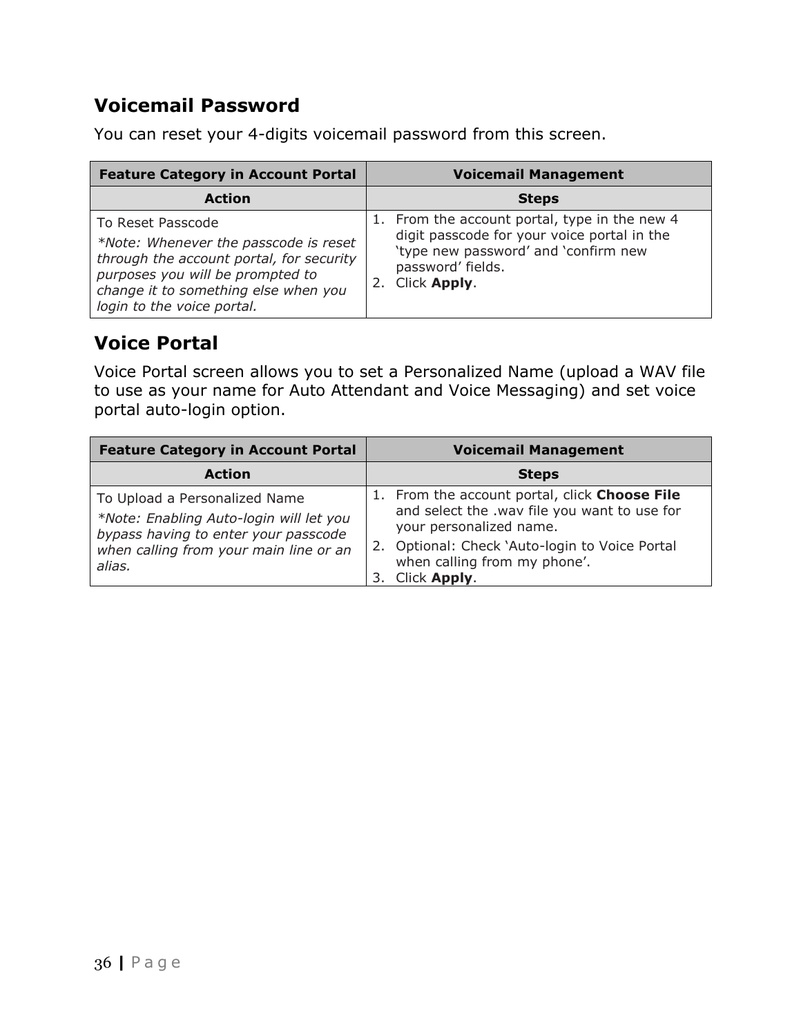## Voicemail Password

You can reset your 4-digits voicemail password from this screen.

| Feature Category in Account Portal | Voicemail Management |
|---|---|
| **Action** | **Steps** |
| To Reset Passcode<br>*\*Note: Whenever the passcode is reset through the account portal, for security purposes you will be prompted to change it to something else when you login to the voice portal.* | 1. From the account portal, type in the new 4 digit passcode for your voice portal in the 'type new password' and 'confirm new password' fields.<br>2. Click **Apply**. |

## Voice Portal

Voice Portal screen allows you to set a Personalized Name (upload a WAV file to use as your name for Auto Attendant and Voice Messaging) and set voice portal auto-login option.

| Feature Category in Account Portal | Voicemail Management |
|---|---|
| **Action** | **Steps** |
| To Upload a Personalized Name<br>*\*Note: Enabling Auto-login will let you bypass having to enter your passcode when calling from your main line or an alias.* | 1. From the account portal, click **Choose File** and select the .wav file you want to use for your personalized name.<br>2. Optional: Check 'Auto-login to Voice Portal when calling from my phone'.<br>3. Click **Apply**. |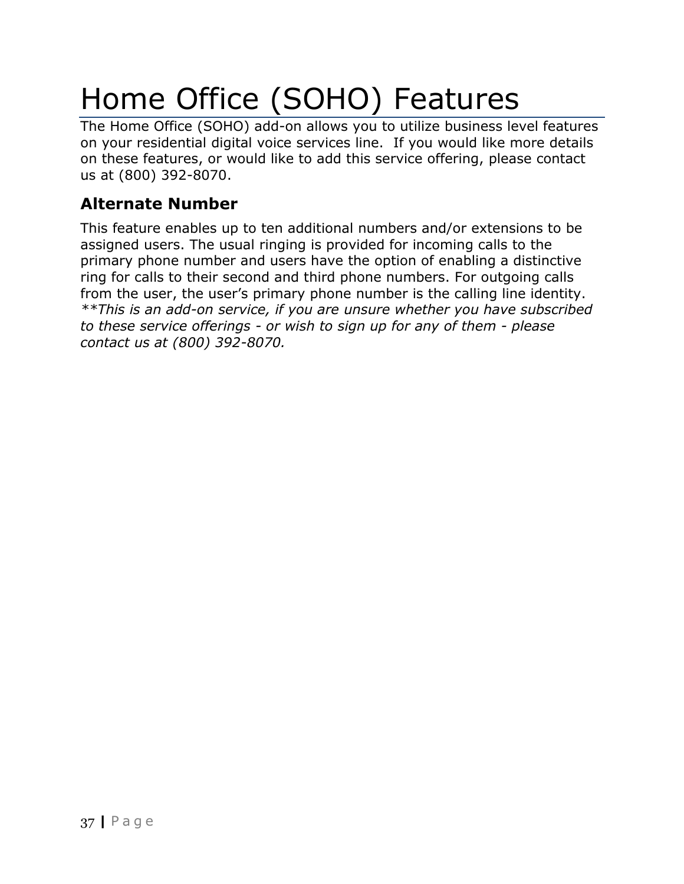# Home Office (SOHO) Features

The Home Office (SOHO) add-on allows you to utilize business level features on your residential digital voice services line.  If you would like more details on these features, or would like to add this service offering, please contact us at (800) 392-8070.

## Alternate Number

This feature enables up to ten additional numbers and/or extensions to be assigned users. The usual ringing is provided for incoming calls to the primary phone number and users have the option of enabling a distinctive ring for calls to their second and third phone numbers. For outgoing calls from the user, the user's primary phone number is the calling line identity.
*\*\*This is an add-on service, if you are unsure whether you have subscribed to these service offerings - or wish to sign up for any of them - please contact us at (800) 392-8070.*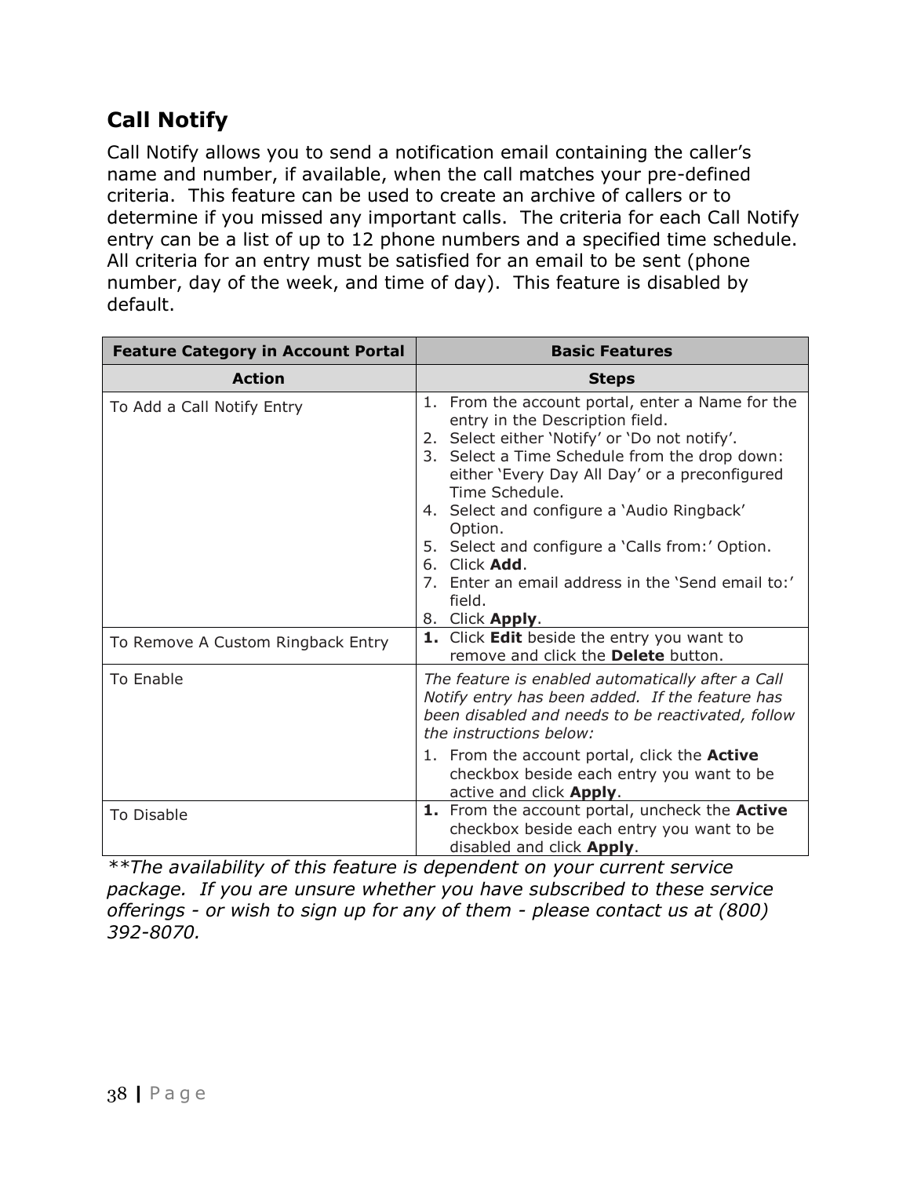## Call Notify

Call Notify allows you to send a notification email containing the caller's name and number, if available, when the call matches your pre-defined criteria. This feature can be used to create an archive of callers or to determine if you missed any important calls. The criteria for each Call Notify entry can be a list of up to 12 phone numbers and a specified time schedule. All criteria for an entry must be satisfied for an email to be sent (phone number, day of the week, and time of day). This feature is disabled by default.

| **Feature Category in Account Portal** | **Basic Features** |
|---|---|
| **Action** | **Steps** |
| To Add a Call Notify Entry | 1. From the account portal, enter a Name for the entry in the Description field.<br>2. Select either 'Notify' or 'Do not notify'.<br>3. Select a Time Schedule from the drop down: either 'Every Day All Day' or a preconfigured Time Schedule.<br>4. Select and configure a 'Audio Ringback' Option.<br>5. Select and configure a 'Calls from:' Option.<br>6. Click **Add**.<br>7. Enter an email address in the 'Send email to:' field.<br>8. Click **Apply**. |
| To Remove A Custom Ringback Entry | **1.** Click **Edit** beside the entry you want to remove and click the **Delete** button. |
| To Enable | *The feature is enabled automatically after a Call Notify entry has been added. If the feature has been disabled and needs to be reactivated, follow the instructions below:*<br>1. From the account portal, click the **Active** checkbox beside each entry you want to be active and click **Apply**. |
| To Disable | **1.** From the account portal, uncheck the **Active** checkbox beside each entry you want to be disabled and click **Apply**. |

*\*\*The availability of this feature is dependent on your current service package. If you are unsure whether you have subscribed to these service offerings - or wish to sign up for any of them - please contact us at (800) 392-8070.*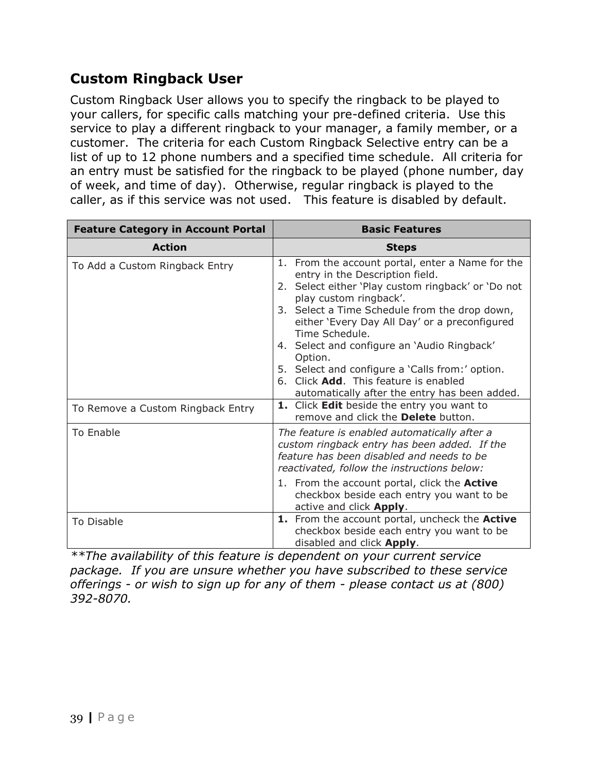## Custom Ringback User

Custom Ringback User allows you to specify the ringback to be played to your callers, for specific calls matching your pre-defined criteria. Use this service to play a different ringback to your manager, a family member, or a customer. The criteria for each Custom Ringback Selective entry can be a list of up to 12 phone numbers and a specified time schedule. All criteria for an entry must be satisfied for the ringback to be played (phone number, day of week, and time of day). Otherwise, regular ringback is played to the caller, as if this service was not used. This feature is disabled by default.

| **Feature Category in Account Portal** | **Basic Features** |
|---|---|
| **Action** | **Steps** |
| To Add a Custom Ringback Entry | 1. From the account portal, enter a Name for the entry in the Description field.<br>2. Select either 'Play custom ringback' or 'Do not play custom ringback'.<br>3. Select a Time Schedule from the drop down, either 'Every Day All Day' or a preconfigured Time Schedule.<br>4. Select and configure an 'Audio Ringback' Option.<br>5. Select and configure a 'Calls from:' option.<br>6. Click **Add**. This feature is enabled automatically after the entry has been added. |
| To Remove a Custom Ringback Entry | **1.** Click **Edit** beside the entry you want to remove and click the **Delete** button. |
| To Enable | *The feature is enabled automatically after a custom ringback entry has been added. If the feature has been disabled and needs to be reactivated, follow the instructions below:*<br>1. From the account portal, click the **Active** checkbox beside each entry you want to be active and click **Apply**. |
| To Disable | **1.** From the account portal, uncheck the **Active** checkbox beside each entry you want to be disabled and click **Apply**. |

*\*\*The availability of this feature is dependent on your current service package. If you are unsure whether you have subscribed to these service offerings - or wish to sign up for any of them - please contact us at (800) 392-8070.*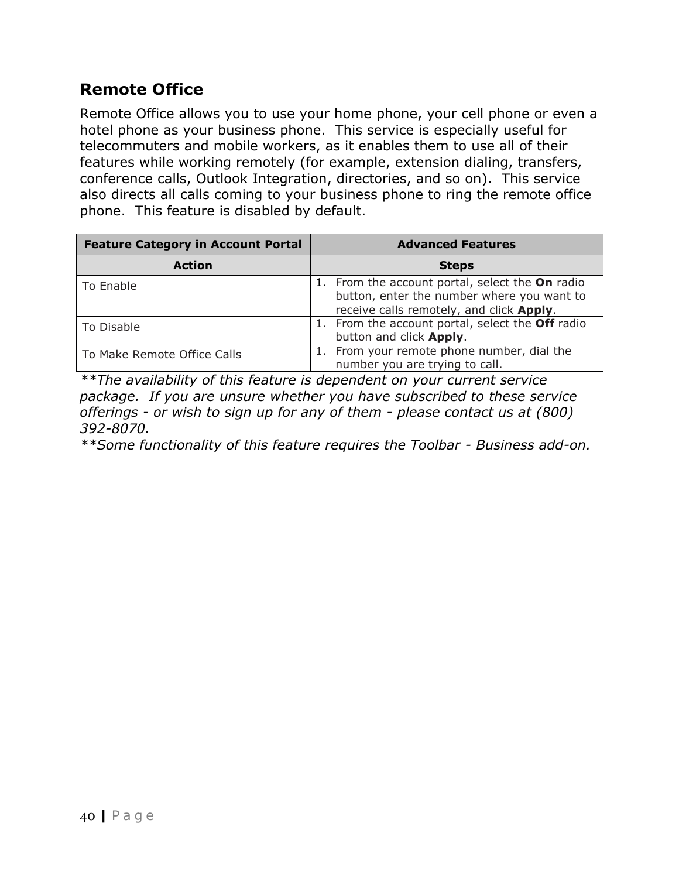## Remote Office

Remote Office allows you to use your home phone, your cell phone or even a hotel phone as your business phone.  This service is especially useful for telecommuters and mobile workers, as it enables them to use all of their features while working remotely (for example, extension dialing, transfers, conference calls, Outlook Integration, directories, and so on).  This service also directs all calls coming to your business phone to ring the remote office phone.  This feature is disabled by default.

| **Feature Category in Account Portal** | **Advanced Features** |
|---|---|
| **Action** | **Steps** |
| To Enable | 1. From the account portal, select the **On** radio button, enter the number where you want to receive calls remotely, and click **Apply**. |
| To Disable | 1. From the account portal, select the **Off** radio button and click **Apply**. |
| To Make Remote Office Calls | 1. From your remote phone number, dial the number you are trying to call. |

*\*\*The availability of this feature is dependent on your current service package.  If you are unsure whether you have subscribed to these service offerings - or wish to sign up for any of them - please contact us at (800) 392-8070.*

*\*\*Some functionality of this feature requires the Toolbar - Business add-on.*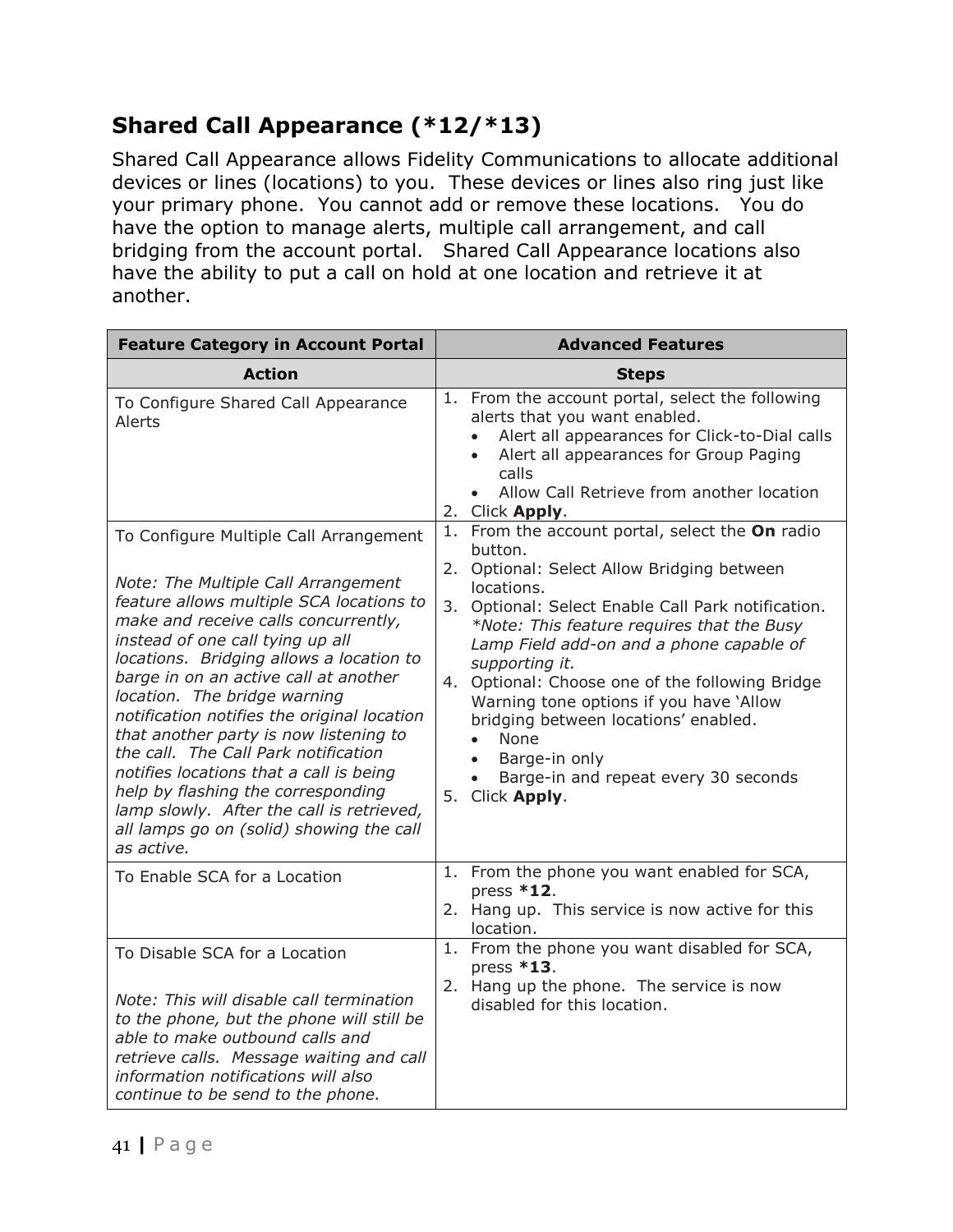## Shared Call Appearance (*12/*13)

Shared Call Appearance allows Fidelity Communications to allocate additional devices or lines (locations) to you. These devices or lines also ring just like your primary phone. You cannot add or remove these locations. You do have the option to manage alerts, multiple call arrangement, and call bridging from the account portal. Shared Call Appearance locations also have the ability to put a call on hold at one location and retrieve it at another.

| **Feature Category in Account Portal** | **Advanced Features** |
|---|---|
| **Action** | **Steps** |
| To Configure Shared Call Appearance Alerts | 1. From the account portal, select the following alerts that you want enabled.<br>• Alert all appearances for Click-to-Dial calls<br>• Alert all appearances for Group Paging calls<br>• Allow Call Retrieve from another location<br>2. Click **Apply**. |
| To Configure Multiple Call Arrangement<br><br>*Note: The Multiple Call Arrangement feature allows multiple SCA locations to make and receive calls concurrently, instead of one call tying up all locations. Bridging allows a location to barge in on an active call at another location. The bridge warning notification notifies the original location that another party is now listening to the call. The Call Park notification notifies locations that a call is being help by flashing the corresponding lamp slowly. After the call is retrieved, all lamps go on (solid) showing the call as active.* | 1. From the account portal, select the **On** radio button.<br>2. Optional: Select Allow Bridging between locations.<br>3. Optional: Select Enable Call Park notification. *\*Note: This feature requires that the Busy Lamp Field add-on and a phone capable of supporting it.*<br>4. Optional: Choose one of the following Bridge Warning tone options if you have 'Allow bridging between locations' enabled.<br>• None<br>• Barge-in only<br>• Barge-in and repeat every 30 seconds<br>5. Click **Apply**. |
| To Enable SCA for a Location | 1. From the phone you want enabled for SCA, press **\*12**.<br>2. Hang up. This service is now active for this location. |
| To Disable SCA for a Location<br><br>*Note: This will disable call termination to the phone, but the phone will still be able to make outbound calls and retrieve calls. Message waiting and call information notifications will also continue to be send to the phone.* | 1. From the phone you want disabled for SCA, press **\*13**.<br>2. Hang up the phone. The service is now disabled for this location. |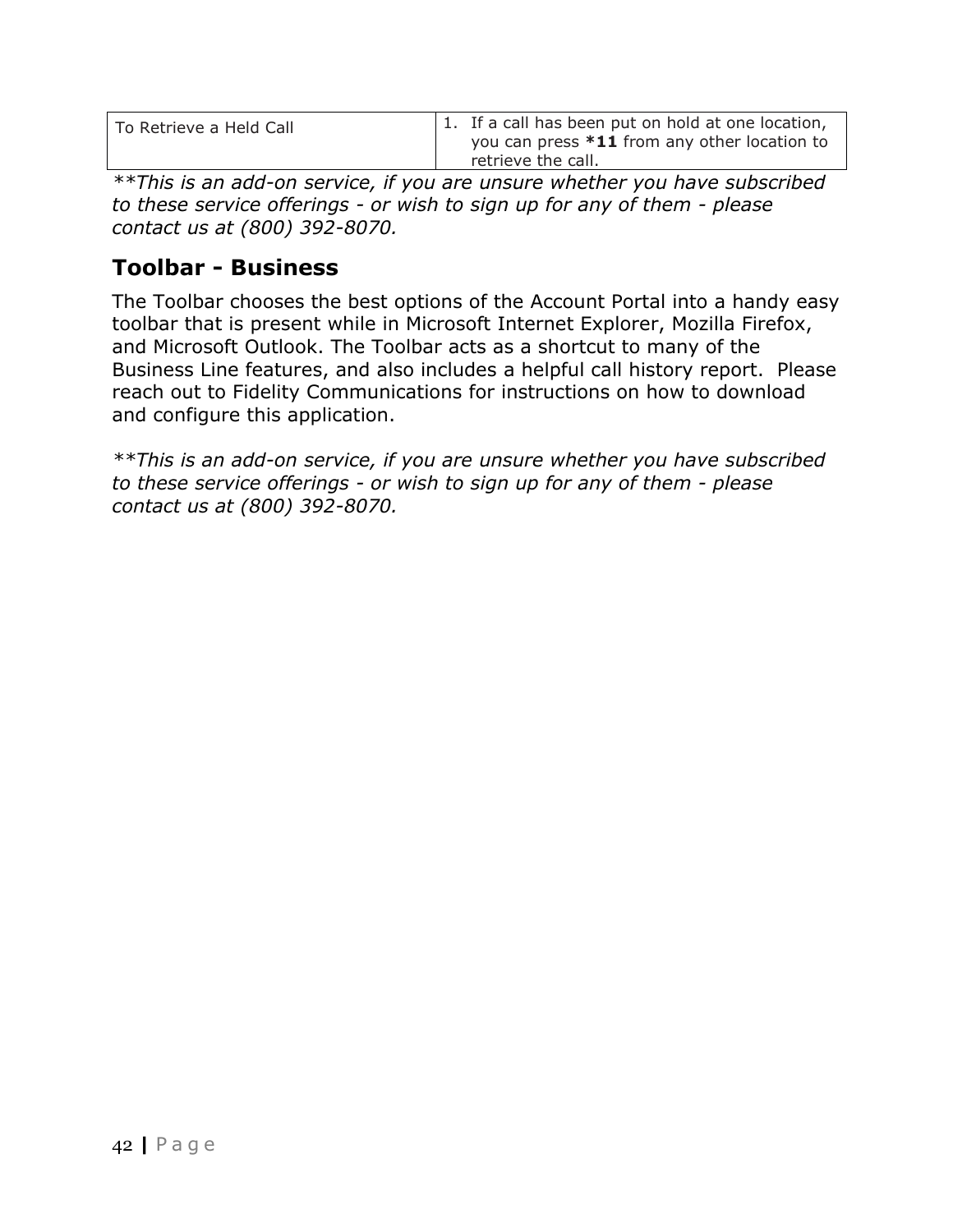| To Retrieve a Held Call | 1. If a call has been put on hold at one location, you can press **\*11** from any other location to retrieve the call. |
|---|---|

*\*\*This is an add-on service, if you are unsure whether you have subscribed to these service offerings - or wish to sign up for any of them - please contact us at (800) 392-8070.*

## Toolbar - Business

The Toolbar chooses the best options of the Account Portal into a handy easy toolbar that is present while in Microsoft Internet Explorer, Mozilla Firefox, and Microsoft Outlook. The Toolbar acts as a shortcut to many of the Business Line features, and also includes a helpful call history report. Please reach out to Fidelity Communications for instructions on how to download and configure this application.

*\*\*This is an add-on service, if you are unsure whether you have subscribed to these service offerings - or wish to sign up for any of them - please contact us at (800) 392-8070.*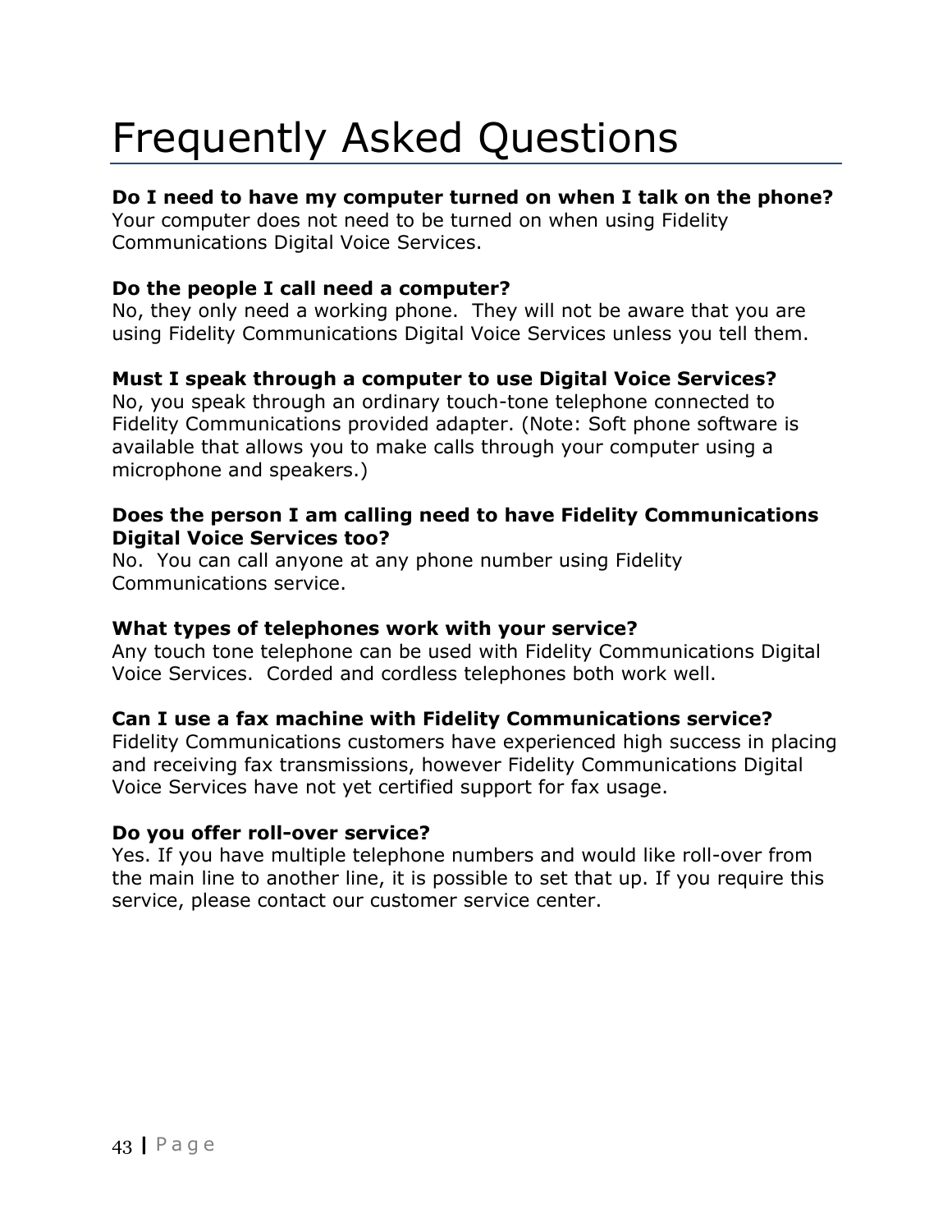# Frequently Asked Questions

**Do I need to have my computer turned on when I talk on the phone?**
Your computer does not need to be turned on when using Fidelity Communications Digital Voice Services.

**Do the people I call need a computer?**
No, they only need a working phone. They will not be aware that you are using Fidelity Communications Digital Voice Services unless you tell them.

**Must I speak through a computer to use Digital Voice Services?**
No, you speak through an ordinary touch-tone telephone connected to Fidelity Communications provided adapter. (Note: Soft phone software is available that allows you to make calls through your computer using a microphone and speakers.)

**Does the person I am calling need to have Fidelity Communications Digital Voice Services too?**
No. You can call anyone at any phone number using Fidelity Communications service.

**What types of telephones work with your service?**
Any touch tone telephone can be used with Fidelity Communications Digital Voice Services. Corded and cordless telephones both work well.

**Can I use a fax machine with Fidelity Communications service?**
Fidelity Communications customers have experienced high success in placing and receiving fax transmissions, however Fidelity Communications Digital Voice Services have not yet certified support for fax usage.

**Do you offer roll-over service?**
Yes. If you have multiple telephone numbers and would like roll-over from the main line to another line, it is possible to set that up. If you require this service, please contact our customer service center.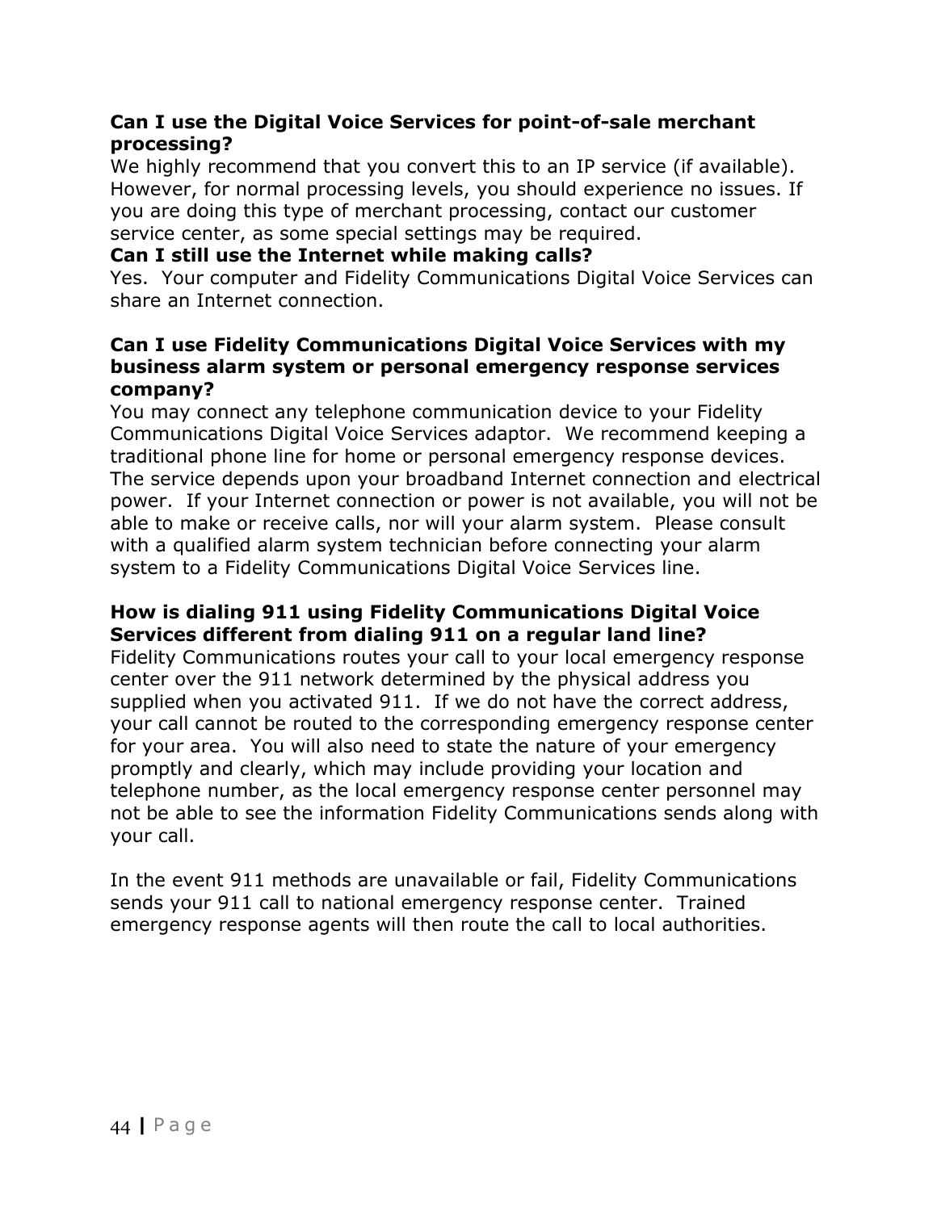**Can I use the Digital Voice Services for point-of-sale merchant processing?**

We highly recommend that you convert this to an IP service (if available). However, for normal processing levels, you should experience no issues. If you are doing this type of merchant processing, contact our customer service center, as some special settings may be required.

**Can I still use the Internet while making calls?**

Yes. Your computer and Fidelity Communications Digital Voice Services can share an Internet connection.

**Can I use Fidelity Communications Digital Voice Services with my business alarm system or personal emergency response services company?**

You may connect any telephone communication device to your Fidelity Communications Digital Voice Services adaptor. We recommend keeping a traditional phone line for home or personal emergency response devices. The service depends upon your broadband Internet connection and electrical power. If your Internet connection or power is not available, you will not be able to make or receive calls, nor will your alarm system. Please consult with a qualified alarm system technician before connecting your alarm system to a Fidelity Communications Digital Voice Services line.

**How is dialing 911 using Fidelity Communications Digital Voice Services different from dialing 911 on a regular land line?**

Fidelity Communications routes your call to your local emergency response center over the 911 network determined by the physical address you supplied when you activated 911. If we do not have the correct address, your call cannot be routed to the corresponding emergency response center for your area. You will also need to state the nature of your emergency promptly and clearly, which may include providing your location and telephone number, as the local emergency response center personnel may not be able to see the information Fidelity Communications sends along with your call.

In the event 911 methods are unavailable or fail, Fidelity Communications sends your 911 call to national emergency response center. Trained emergency response agents will then route the call to local authorities.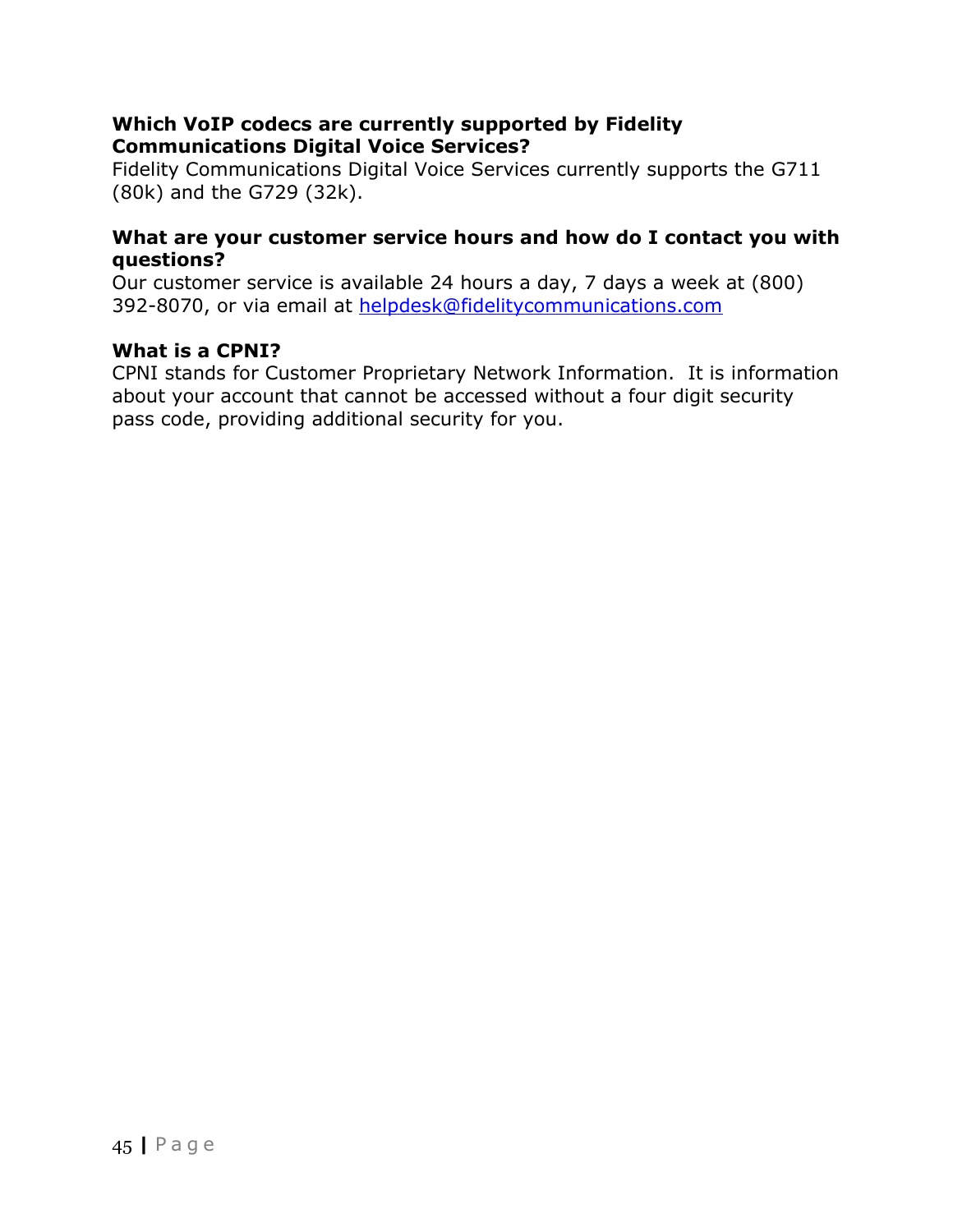**Which VoIP codecs are currently supported by Fidelity Communications Digital Voice Services?**

Fidelity Communications Digital Voice Services currently supports the G711 (80k) and the G729 (32k).

**What are your customer service hours and how do I contact you with questions?**

Our customer service is available 24 hours a day, 7 days a week at (800) 392-8070, or via email at helpdesk@fidelitycommunications.com

**What is a CPNI?**

CPNI stands for Customer Proprietary Network Information. It is information about your account that cannot be accessed without a four digit security pass code, providing additional security for you.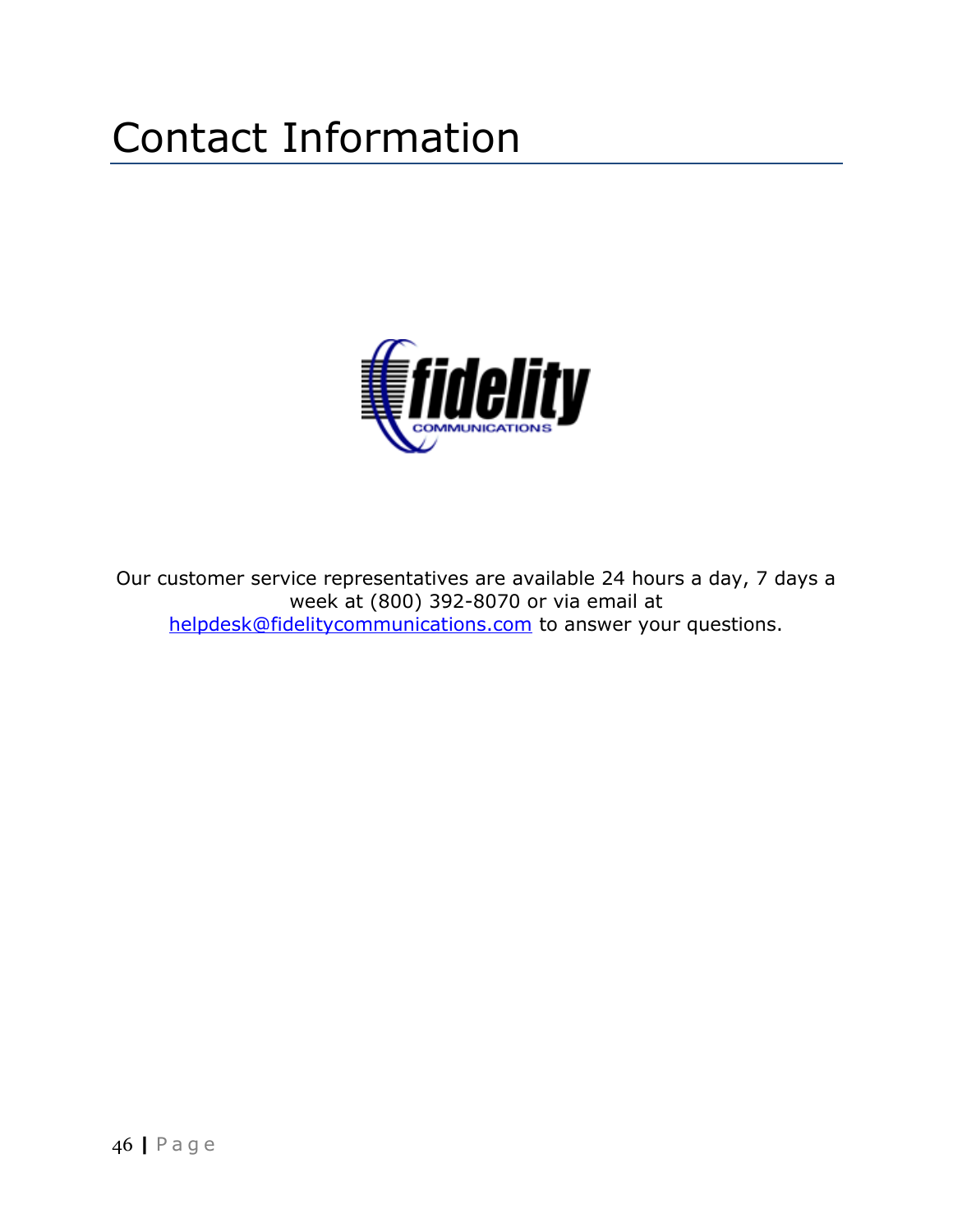# Contact Information

Our customer service representatives are available 24 hours a day, 7 days a week at (800) 392-8070 or via email at helpdesk@fidelitycommunications.com to answer your questions.